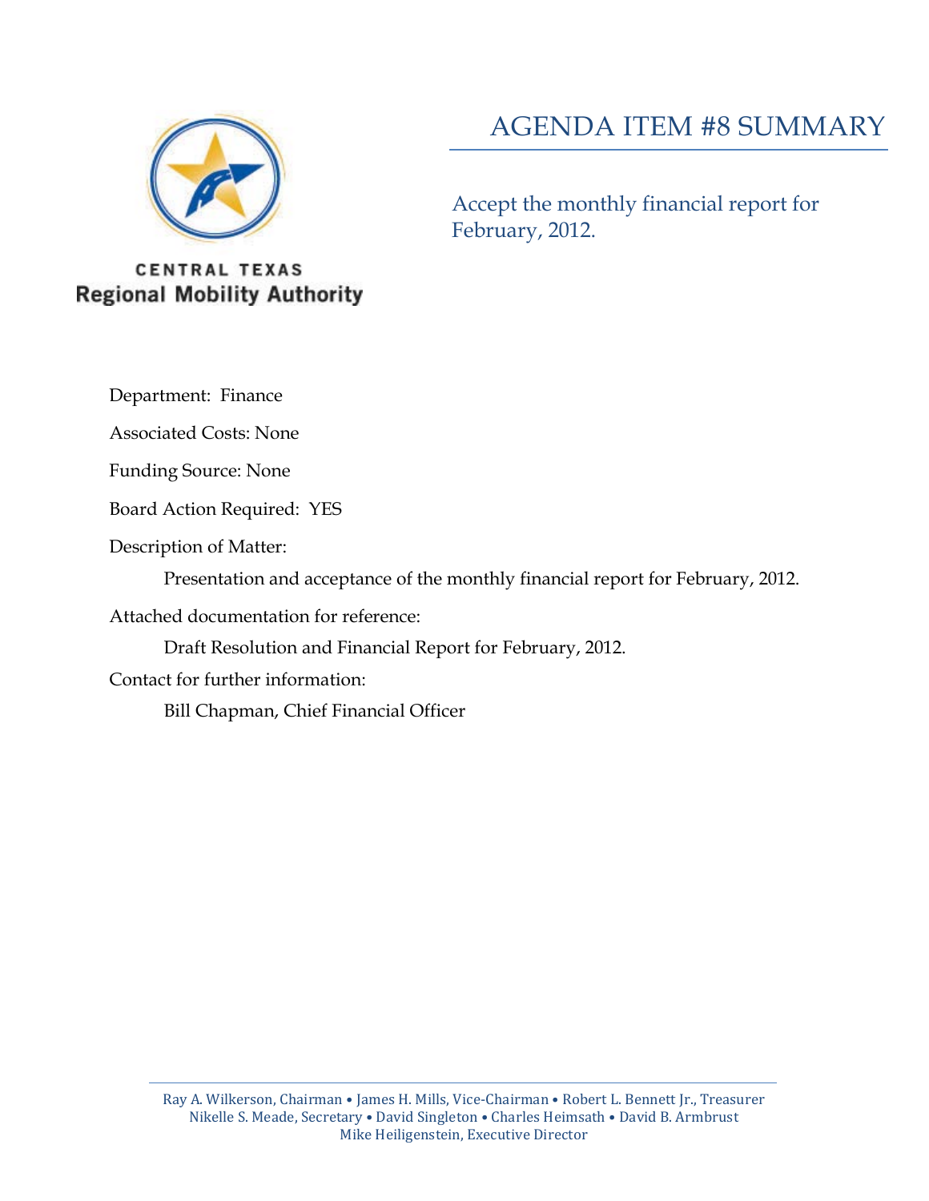CENTRAL TEXAS
**Regional Mobility Authority**

# AGENDA ITEM #8 SUMMARY

Accept the monthly financial report for February, 2012.

Department: Finance

Associated Costs: None

Funding Source: None

Board Action Required: YES

Description of Matter:

Presentation and acceptance of the monthly financial report for February, 2012.

Attached documentation for reference:

Draft Resolution and Financial Report for February, 2012.

Contact for further information:

Bill Chapman, Chief Financial Officer

Ray A. Wilkerson, Chairman • James H. Mills, Vice-Chairman • Robert L. Bennett Jr., Treasurer
Nikelle S. Meade, Secretary • David Singleton • Charles Heimsath • David B. Armbrust
Mike Heiligenstein, Executive Director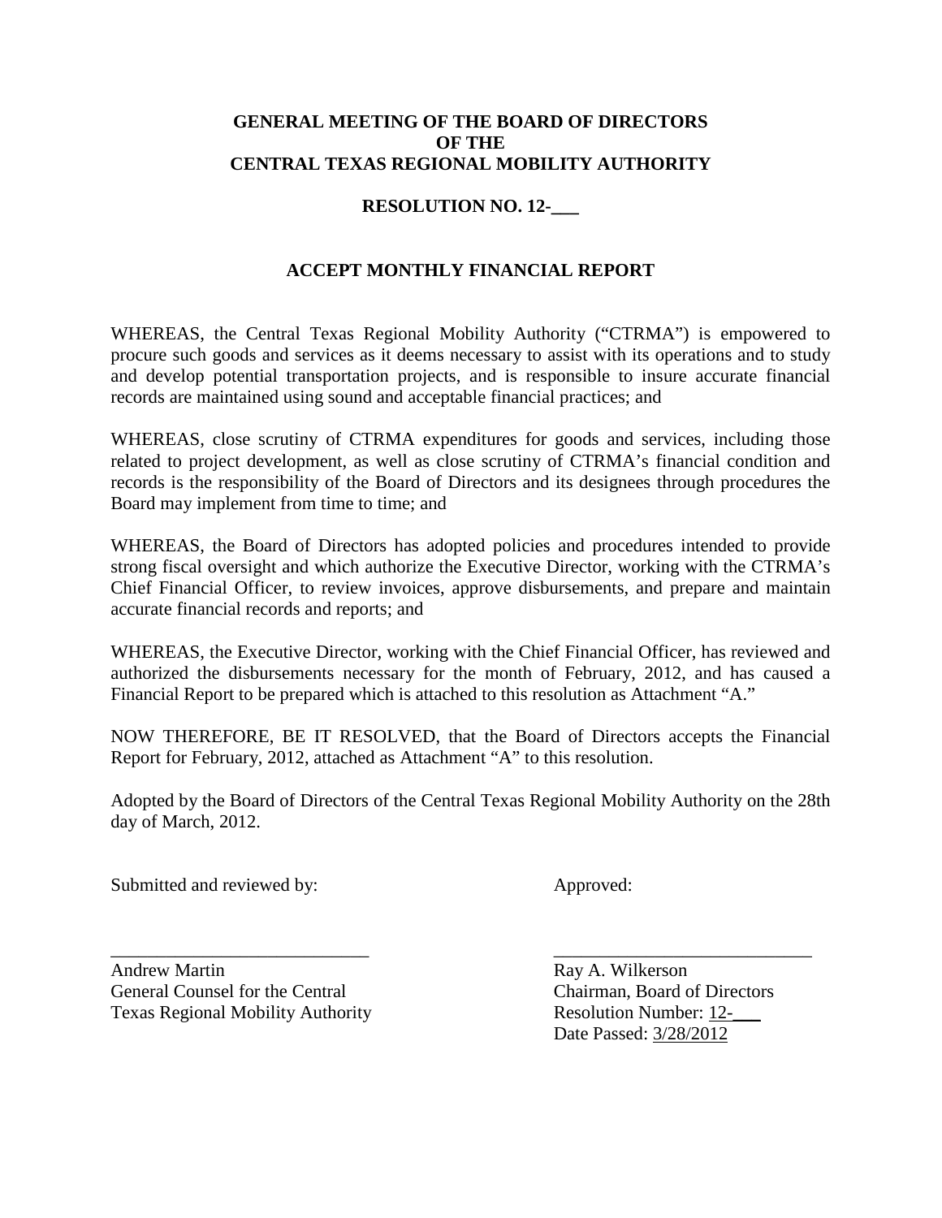**GENERAL MEETING OF THE BOARD OF DIRECTORS**
**OF THE**
**CENTRAL TEXAS REGIONAL MOBILITY AUTHORITY**

**RESOLUTION NO. 12-___**

**ACCEPT MONTHLY FINANCIAL REPORT**

WHEREAS, the Central Texas Regional Mobility Authority ("CTRMA") is empowered to procure such goods and services as it deems necessary to assist with its operations and to study and develop potential transportation projects, and is responsible to insure accurate financial records are maintained using sound and acceptable financial practices; and

WHEREAS, close scrutiny of CTRMA expenditures for goods and services, including those related to project development, as well as close scrutiny of CTRMA's financial condition and records is the responsibility of the Board of Directors and its designees through procedures the Board may implement from time to time; and

WHEREAS, the Board of Directors has adopted policies and procedures intended to provide strong fiscal oversight and which authorize the Executive Director, working with the CTRMA's Chief Financial Officer, to review invoices, approve disbursements, and prepare and maintain accurate financial records and reports; and

WHEREAS, the Executive Director, working with the Chief Financial Officer, has reviewed and authorized the disbursements necessary for the month of February, 2012, and has caused a Financial Report to be prepared which is attached to this resolution as Attachment "A."

NOW THEREFORE, BE IT RESOLVED, that the Board of Directors accepts the Financial Report for February, 2012, attached as Attachment "A" to this resolution.

Adopted by the Board of Directors of the Central Texas Regional Mobility Authority on the 28th day of March, 2012.

Submitted and reviewed by:

___________________________

Andrew Martin
General Counsel for the Central
Texas Regional Mobility Authority

Approved:

___________________________

Ray A. Wilkerson
Chairman, Board of Directors
Resolution Number: 12-___
Date Passed: 3/28/2012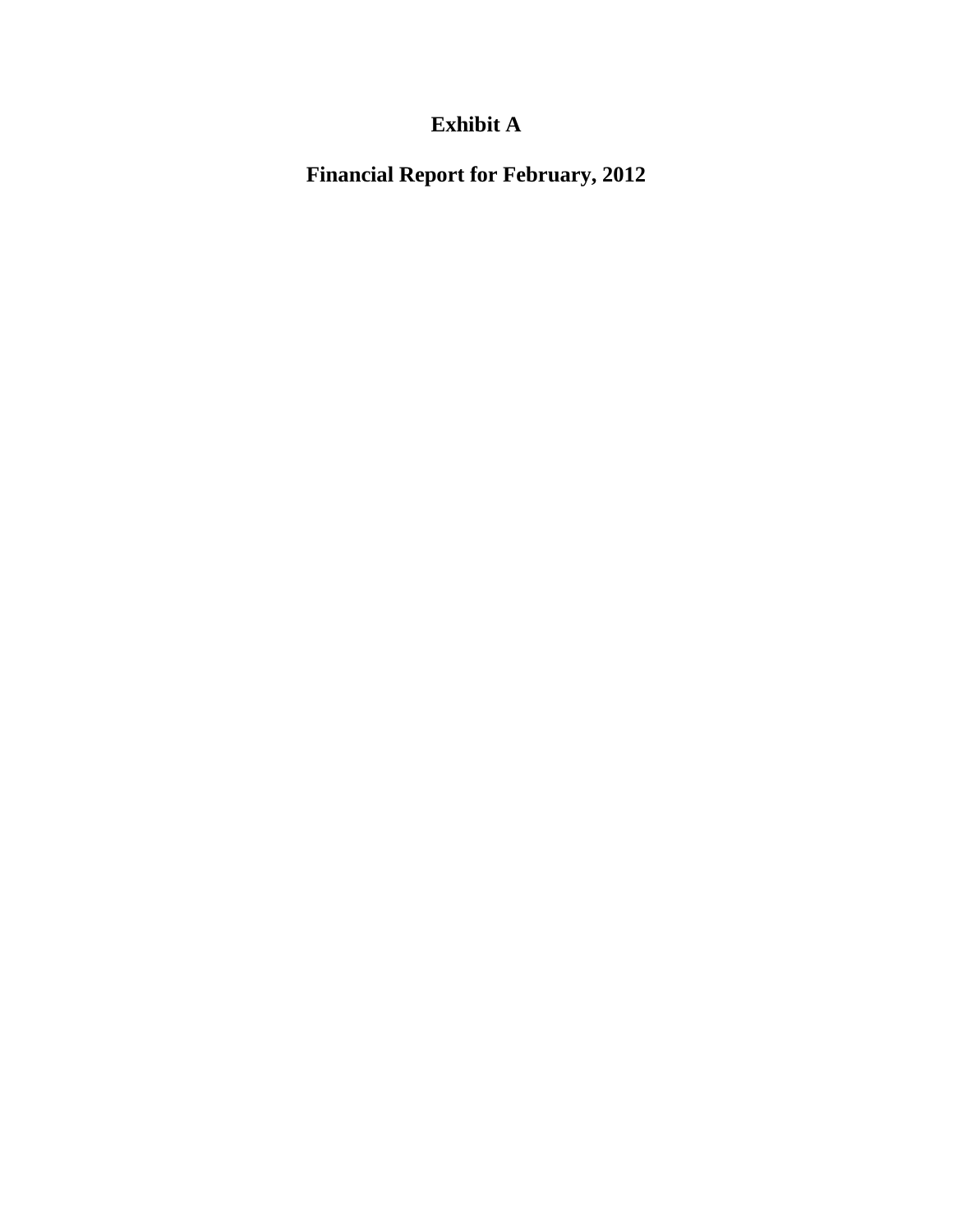# Exhibit A

## Financial Report for February, 2012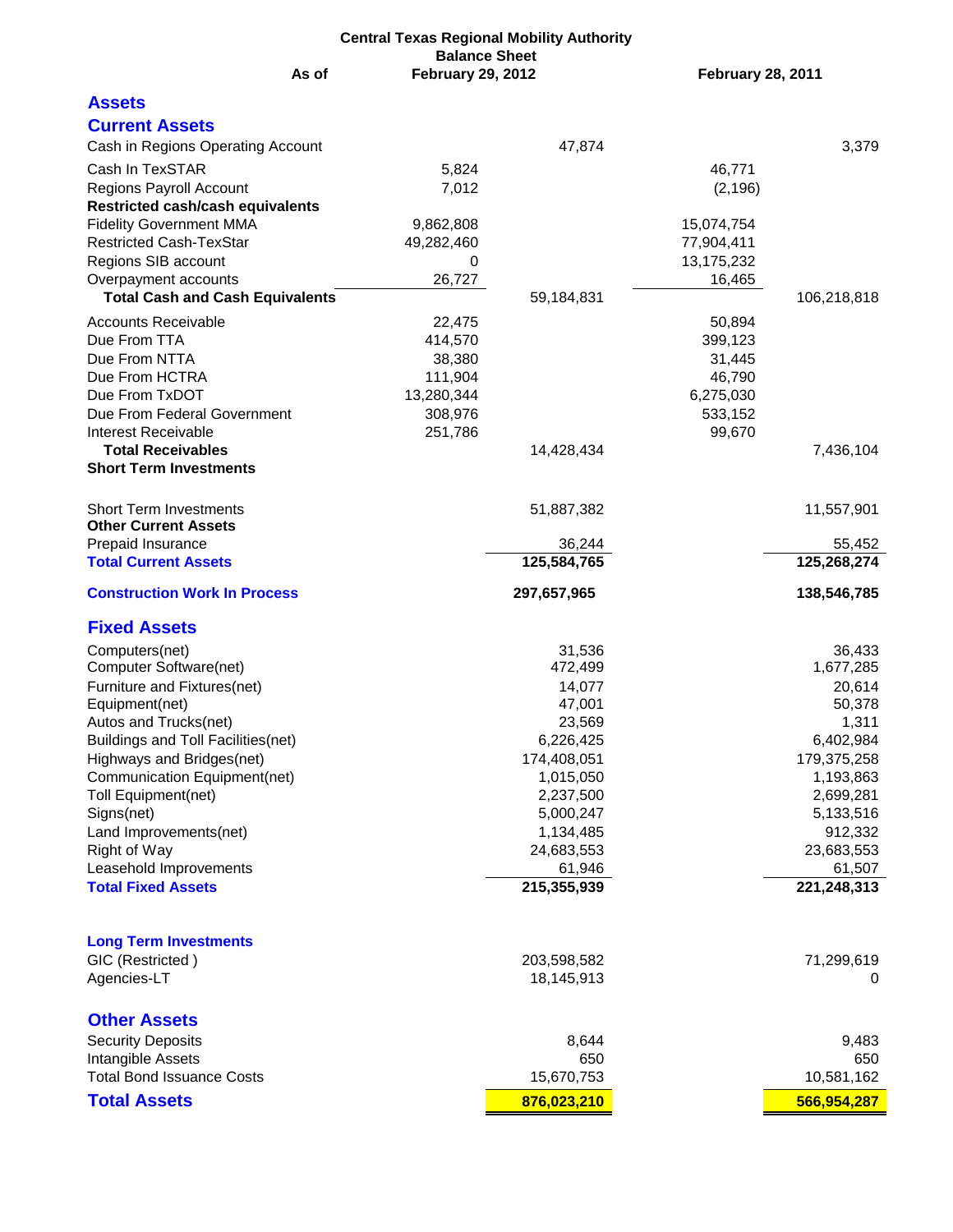# Central Texas Regional Mobility Authority

## Balance Sheet

| As of | February 29, 2012 | | February 28, 2011 | |
|---|---|---|---|---|
| **Assets** | | | | |
| **Current Assets** | | | | |
| Cash in Regions Operating Account | | 47,874 | | 3,379 |
| Cash In TexSTAR | 5,824 | | 46,771 | |
| Regions Payroll Account | 7,012 | | (2,196) | |
| **Restricted cash/cash equivalents** | | | | |
| Fidelity Government MMA | 9,862,808 | | 15,074,754 | |
| Restricted Cash-TexStar | 49,282,460 | | 77,904,411 | |
| Regions SIB account | 0 | | 13,175,232 | |
| Overpayment accounts | 26,727 | | 16,465 | |
| **Total Cash and Cash Equivalents** | | 59,184,831 | | 106,218,818 |
| Accounts Receivable | 22,475 | | 50,894 | |
| Due From TTA | 414,570 | | 399,123 | |
| Due From NTTA | 38,380 | | 31,445 | |
| Due From HCTRA | 111,904 | | 46,790 | |
| Due From TxDOT | 13,280,344 | | 6,275,030 | |
| Due From Federal Government | 308,976 | | 533,152 | |
| Interest Receivable | 251,786 | | 99,670 | |
| **Total Receivables** | | 14,428,434 | | 7,436,104 |
| **Short Term Investments** | | | | |
| Short Term Investments | | 51,887,382 | | 11,557,901 |
| **Other Current Assets** | | | | |
| Prepaid Insurance | | 36,244 | | 55,452 |
| **Total Current Assets** | | **125,584,765** | | **125,268,274** |
| **Construction Work In Process** | | **297,657,965** | | **138,546,785** |
| **Fixed Assets** | | | | |
| Computers(net) | | 31,536 | | 36,433 |
| Computer Software(net) | | 472,499 | | 1,677,285 |
| Furniture and Fixtures(net) | | 14,077 | | 20,614 |
| Equipment(net) | | 47,001 | | 50,378 |
| Autos and Trucks(net) | | 23,569 | | 1,311 |
| Buildings and Toll Facilities(net) | | 6,226,425 | | 6,402,984 |
| Highways and Bridges(net) | | 174,408,051 | | 179,375,258 |
| Communication Equipment(net) | | 1,015,050 | | 1,193,863 |
| Toll Equipment(net) | | 2,237,500 | | 2,699,281 |
| Signs(net) | | 5,000,247 | | 5,133,516 |
| Land Improvements(net) | | 1,134,485 | | 912,332 |
| Right of Way | | 24,683,553 | | 23,683,553 |
| Leasehold Improvements | | 61,946 | | 61,507 |
| **Total Fixed Assets** | | **215,355,939** | | **221,248,313** |
| **Long Term Investments** | | | | |
| GIC (Restricted ) | | 203,598,582 | | 71,299,619 |
| Agencies-LT | | 18,145,913 | | 0 |
| **Other Assets** | | | | |
| Security Deposits | | 8,644 | | 9,483 |
| Intangible Assets | | 650 | | 650 |
| Total Bond Issuance Costs | | 15,670,753 | | 10,581,162 |
| **Total Assets** | | **876,023,210** | | **566,954,287** |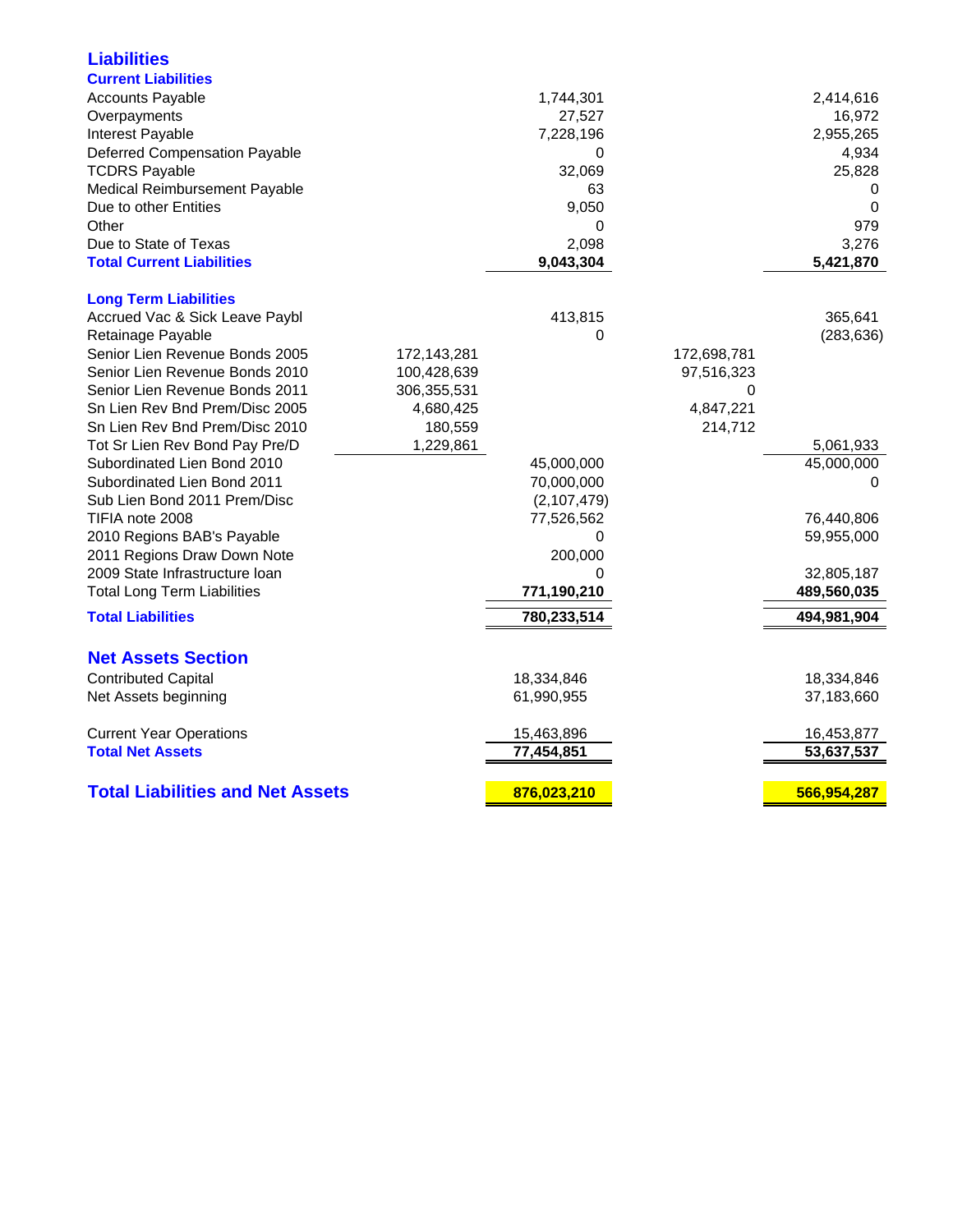## Liabilities

### Current Liabilities

| | | | | |
|---|---|---|---|---|
| Accounts Payable | | 1,744,301 | | 2,414,616 |
| Overpayments | | 27,527 | | 16,972 |
| Interest Payable | | 7,228,196 | | 2,955,265 |
| Deferred Compensation Payable | | 0 | | 4,934 |
| TCDRS Payable | | 32,069 | | 25,828 |
| Medical Reimbursement Payable | | 63 | | 0 |
| Due to other Entities | | 9,050 | | 0 |
| Other | | 0 | | 979 |
| Due to State of Texas | | 2,098 | | 3,276 |
| **Total Current Liabilities** | | **9,043,304** | | **5,421,870** |
| | | | | |
| **Long Term Liabilities** | | | | |
| Accrued Vac & Sick Leave Paybl | | 413,815 | | 365,641 |
| Retainage Payable | | 0 | | (283,636) |
| Senior Lien Revenue Bonds 2005 | 172,143,281 | | 172,698,781 | |
| Senior Lien Revenue Bonds 2010 | 100,428,639 | | 97,516,323 | |
| Senior Lien Revenue Bonds 2011 | 306,355,531 | | 0 | |
| Sn Lien Rev Bnd Prem/Disc 2005 | 4,680,425 | | 4,847,221 | |
| Sn Lien Rev Bnd Prem/Disc 2010 | 180,559 | | 214,712 | |
| Tot Sr Lien Rev Bond Pay Pre/D | 1,229,861 | | | 5,061,933 |
| Subordinated Lien Bond 2010 | | 45,000,000 | | 45,000,000 |
| Subordinated Lien Bond 2011 | | 70,000,000 | | 0 |
| Sub Lien Bond 2011 Prem/Disc | | (2,107,479) | | |
| TIFIA note 2008 | | 77,526,562 | | 76,440,806 |
| 2010 Regions BAB's Payable | | 0 | | 59,955,000 |
| 2011 Regions Draw Down Note | | 200,000 | | |
| 2009 State Infrastructure loan | | 0 | | 32,805,187 |
| Total Long Term Liabilities | | **771,190,210** | | **489,560,035** |
| **Total Liabilities** | | **780,233,514** | | **494,981,904** |

## Net Assets Section

| | | |
|---|---|---|
| Contributed Capital | 18,334,846 | 18,334,846 |
| Net Assets beginning | 61,990,955 | 37,183,660 |
| | | |
| Current Year Operations | 15,463,896 | 16,453,877 |
| **Total Net Assets** | **77,454,851** | **53,637,537** |
| | | |
| **Total Liabilities and Net Assets** | **876,023,210** | **566,954,287** |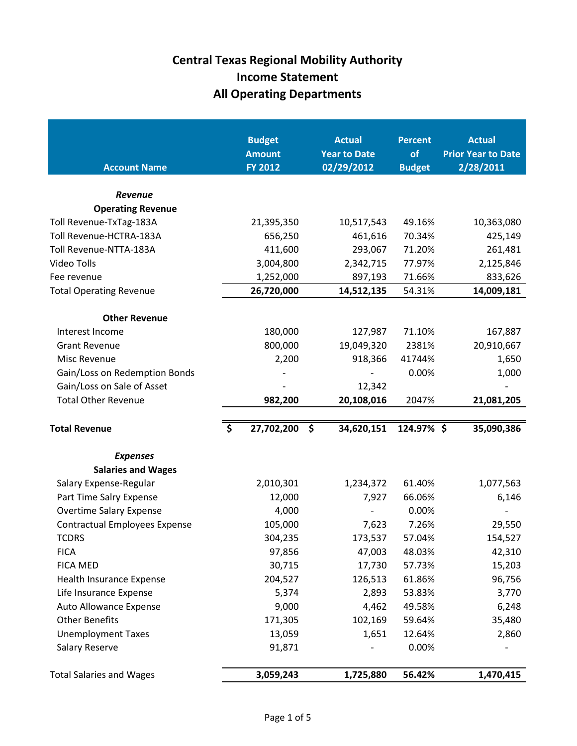# Central Texas Regional Mobility Authority
# Income Statement
# All Operating Departments

| Account Name | Budget Amount FY 2012 | Actual Year to Date 02/29/2012 | Percent of Budget | Actual Prior Year to Date 2/28/2011 |
|---|---|---|---|---|
| ***Revenue*** | | | | |
| **Operating Revenue** | | | | |
| Toll Revenue-TxTag-183A | 21,395,350 | 10,517,543 | 49.16% | 10,363,080 |
| Toll Revenue-HCTRA-183A | 656,250 | 461,616 | 70.34% | 425,149 |
| Toll Revenue-NTTA-183A | 411,600 | 293,067 | 71.20% | 261,481 |
| Video Tolls | 3,004,800 | 2,342,715 | 77.97% | 2,125,846 |
| Fee revenue | 1,252,000 | 897,193 | 71.66% | 833,626 |
| Total Operating Revenue | **26,720,000** | **14,512,135** | 54.31% | **14,009,181** |
| **Other Revenue** | | | | |
| Interest Income | 180,000 | 127,987 | 71.10% | 167,887 |
| Grant Revenue | 800,000 | 19,049,320 | 2381% | 20,910,667 |
| Misc Revenue | 2,200 | 918,366 | 41744% | 1,650 |
| Gain/Loss on Redemption Bonds | - | - | 0.00% | 1,000 |
| Gain/Loss on Sale of Asset | - | 12,342 | | - |
| Total Other Revenue | **982,200** | **20,108,016** | 2047% | **21,081,205** |
| **Total Revenue** | **$ 27,702,200** | **$ 34,620,151** | **124.97%** | **$ 35,090,386** |
| ***Expenses*** | | | | |
| **Salaries and Wages** | | | | |
| Salary Expense-Regular | 2,010,301 | 1,234,372 | 61.40% | 1,077,563 |
| Part Time Salry Expense | 12,000 | 7,927 | 66.06% | 6,146 |
| Overtime Salary Expense | 4,000 | - | 0.00% | - |
| Contractual Employees Expense | 105,000 | 7,623 | 7.26% | 29,550 |
| TCDRS | 304,235 | 173,537 | 57.04% | 154,527 |
| FICA | 97,856 | 47,003 | 48.03% | 42,310 |
| FICA MED | 30,715 | 17,730 | 57.73% | 15,203 |
| Health Insurance Expense | 204,527 | 126,513 | 61.86% | 96,756 |
| Life Insurance Expense | 5,374 | 2,893 | 53.83% | 3,770 |
| Auto Allowance Expense | 9,000 | 4,462 | 49.58% | 6,248 |
| Other Benefits | 171,305 | 102,169 | 59.64% | 35,480 |
| Unemployment Taxes | 13,059 | 1,651 | 12.64% | 2,860 |
| Salary Reserve | 91,871 | - | 0.00% | - |
| Total Salaries and Wages | **3,059,243** | **1,725,880** | **56.42%** | **1,470,415** |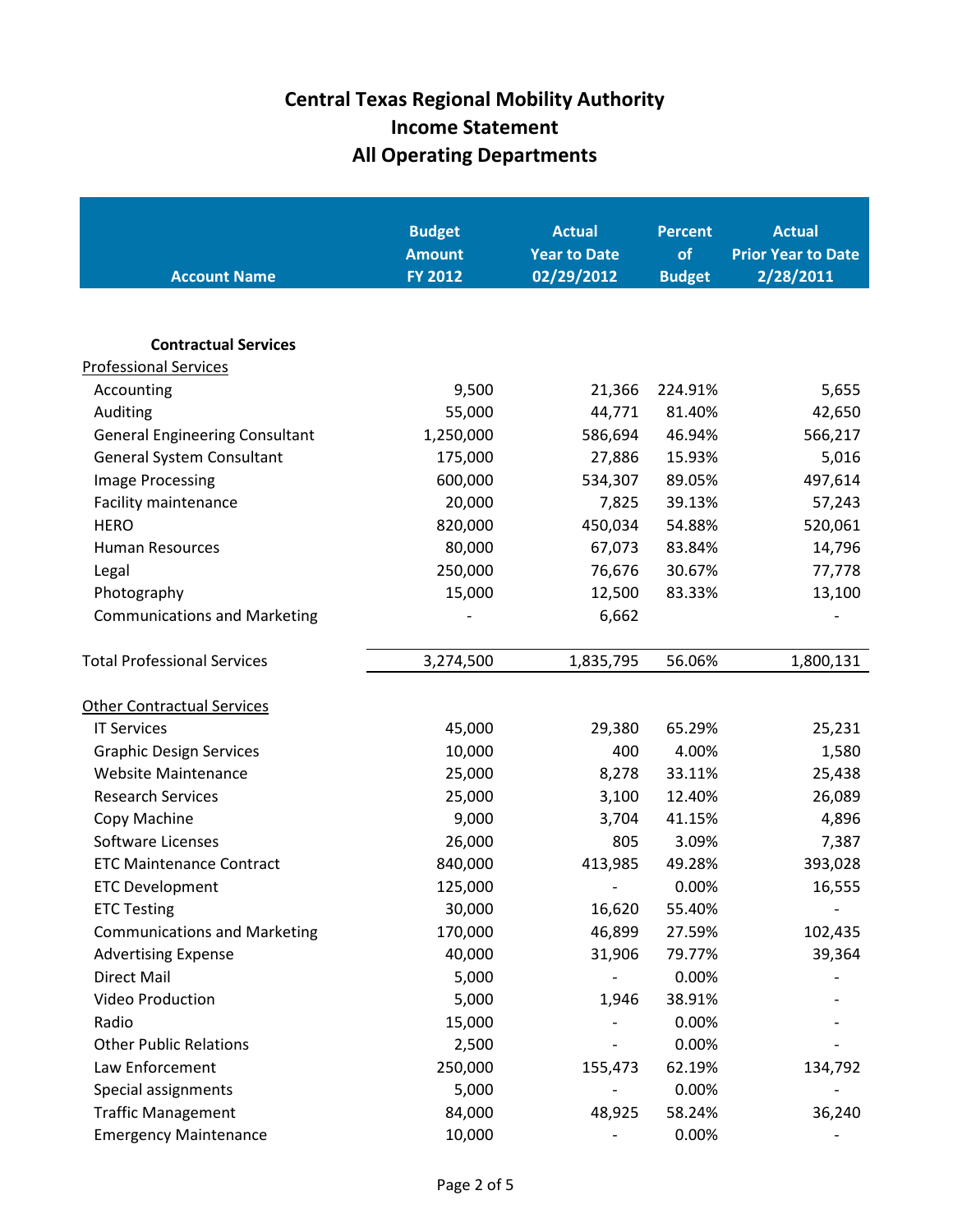# Central Texas Regional Mobility Authority
# Income Statement
# All Operating Departments

| Account Name | Budget Amount FY 2012 | Actual Year to Date 02/29/2012 | Percent of Budget | Actual Prior Year to Date 2/28/2011 |
|---|---|---|---|---|
| **Contractual Services** | | | | |
| Professional Services | | | | |
| Accounting | 9,500 | 21,366 | 224.91% | 5,655 |
| Auditing | 55,000 | 44,771 | 81.40% | 42,650 |
| General Engineering Consultant | 1,250,000 | 586,694 | 46.94% | 566,217 |
| General System Consultant | 175,000 | 27,886 | 15.93% | 5,016 |
| Image Processing | 600,000 | 534,307 | 89.05% | 497,614 |
| Facility maintenance | 20,000 | 7,825 | 39.13% | 57,243 |
| HERO | 820,000 | 450,034 | 54.88% | 520,061 |
| Human Resources | 80,000 | 67,073 | 83.84% | 14,796 |
| Legal | 250,000 | 76,676 | 30.67% | 77,778 |
| Photography | 15,000 | 12,500 | 83.33% | 13,100 |
| Communications and Marketing | - | 6,662 | | - |
| Total Professional Services | 3,274,500 | 1,835,795 | 56.06% | 1,800,131 |
| Other Contractual Services | | | | |
| IT Services | 45,000 | 29,380 | 65.29% | 25,231 |
| Graphic Design Services | 10,000 | 400 | 4.00% | 1,580 |
| Website Maintenance | 25,000 | 8,278 | 33.11% | 25,438 |
| Research Services | 25,000 | 3,100 | 12.40% | 26,089 |
| Copy Machine | 9,000 | 3,704 | 41.15% | 4,896 |
| Software Licenses | 26,000 | 805 | 3.09% | 7,387 |
| ETC Maintenance Contract | 840,000 | 413,985 | 49.28% | 393,028 |
| ETC Development | 125,000 | - | 0.00% | 16,555 |
| ETC Testing | 30,000 | 16,620 | 55.40% | - |
| Communications and Marketing | 170,000 | 46,899 | 27.59% | 102,435 |
| Advertising Expense | 40,000 | 31,906 | 79.77% | 39,364 |
| Direct Mail | 5,000 | - | 0.00% | - |
| Video Production | 5,000 | 1,946 | 38.91% | - |
| Radio | 15,000 | - | 0.00% | - |
| Other Public Relations | 2,500 | - | 0.00% | - |
| Law Enforcement | 250,000 | 155,473 | 62.19% | 134,792 |
| Special assignments | 5,000 | - | 0.00% | - |
| Traffic Management | 84,000 | 48,925 | 58.24% | 36,240 |
| Emergency Maintenance | 10,000 | - | 0.00% | - |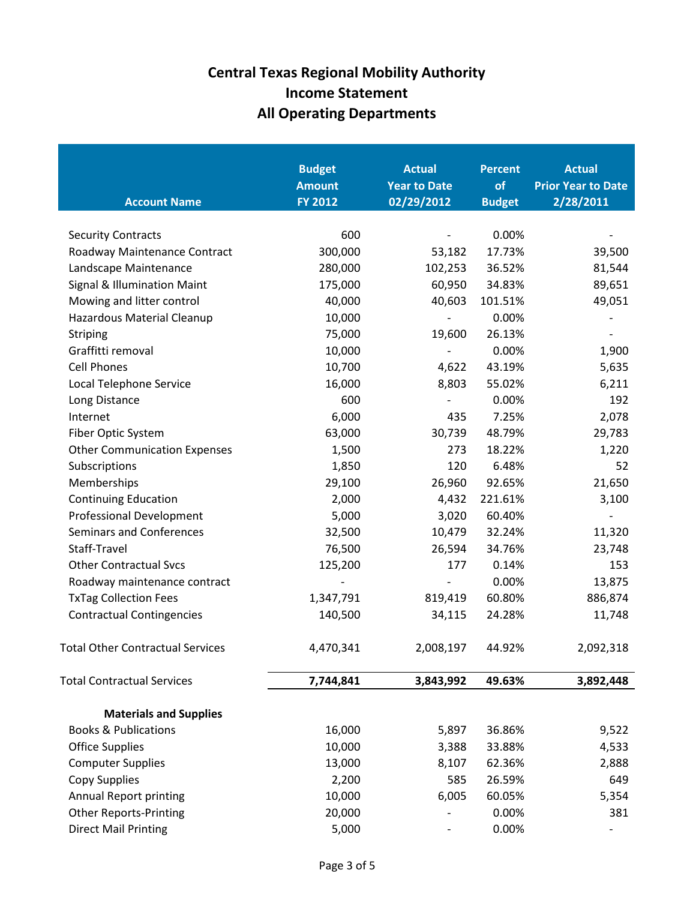# Central Texas Regional Mobility Authority
## Income Statement
## All Operating Departments

| Account Name | Budget Amount FY 2012 | Actual Year to Date 02/29/2012 | Percent of Budget | Actual Prior Year to Date 2/28/2011 |
|---|---|---|---|---|
| Security Contracts | 600 | - | 0.00% | - |
| Roadway Maintenance Contract | 300,000 | 53,182 | 17.73% | 39,500 |
| Landscape Maintenance | 280,000 | 102,253 | 36.52% | 81,544 |
| Signal & Illumination Maint | 175,000 | 60,950 | 34.83% | 89,651 |
| Mowing and litter control | 40,000 | 40,603 | 101.51% | 49,051 |
| Hazardous Material Cleanup | 10,000 | - | 0.00% | - |
| Striping | 75,000 | 19,600 | 26.13% | - |
| Graffitti removal | 10,000 | - | 0.00% | 1,900 |
| Cell Phones | 10,700 | 4,622 | 43.19% | 5,635 |
| Local Telephone Service | 16,000 | 8,803 | 55.02% | 6,211 |
| Long Distance | 600 | - | 0.00% | 192 |
| Internet | 6,000 | 435 | 7.25% | 2,078 |
| Fiber Optic System | 63,000 | 30,739 | 48.79% | 29,783 |
| Other Communication Expenses | 1,500 | 273 | 18.22% | 1,220 |
| Subscriptions | 1,850 | 120 | 6.48% | 52 |
| Memberships | 29,100 | 26,960 | 92.65% | 21,650 |
| Continuing Education | 2,000 | 4,432 | 221.61% | 3,100 |
| Professional Development | 5,000 | 3,020 | 60.40% | - |
| Seminars and Conferences | 32,500 | 10,479 | 32.24% | 11,320 |
| Staff-Travel | 76,500 | 26,594 | 34.76% | 23,748 |
| Other Contractual Svcs | 125,200 | 177 | 0.14% | 153 |
| Roadway maintenance contract | - | - | 0.00% | 13,875 |
| TxTag Collection Fees | 1,347,791 | 819,419 | 60.80% | 886,874 |
| Contractual Contingencies | 140,500 | 34,115 | 24.28% | 11,748 |
| Total Other Contractual Services | 4,470,341 | 2,008,197 | 44.92% | 2,092,318 |
| **Total Contractual Services** | **7,744,841** | **3,843,992** | **49.63%** | **3,892,448** |
| **Materials and Supplies** | | | | |
| Books & Publications | 16,000 | 5,897 | 36.86% | 9,522 |
| Office Supplies | 10,000 | 3,388 | 33.88% | 4,533 |
| Computer Supplies | 13,000 | 8,107 | 62.36% | 2,888 |
| Copy Supplies | 2,200 | 585 | 26.59% | 649 |
| Annual Report printing | 10,000 | 6,005 | 60.05% | 5,354 |
| Other Reports-Printing | 20,000 | - | 0.00% | 381 |
| Direct Mail Printing | 5,000 | - | 0.00% | - |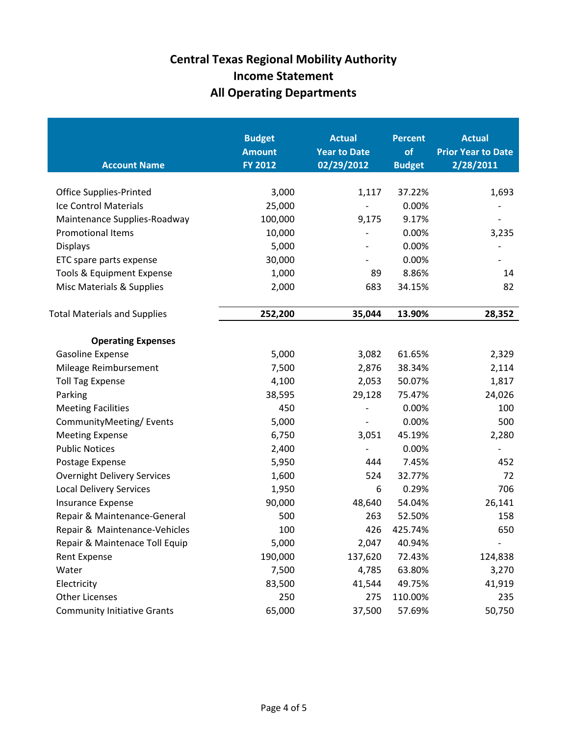# Central Texas Regional Mobility Authority
## Income Statement
## All Operating Departments

| Account Name | Budget Amount FY 2012 | Actual Year to Date 02/29/2012 | Percent of Budget | Actual Prior Year to Date 2/28/2011 |
|---|---|---|---|---|
| Office Supplies-Printed | 3,000 | 1,117 | 37.22% | 1,693 |
| Ice Control Materials | 25,000 | - | 0.00% | - |
| Maintenance Supplies-Roadway | 100,000 | 9,175 | 9.17% | - |
| Promotional Items | 10,000 | - | 0.00% | 3,235 |
| Displays | 5,000 | - | 0.00% | - |
| ETC spare parts expense | 30,000 | - | 0.00% | - |
| Tools & Equipment Expense | 1,000 | 89 | 8.86% | 14 |
| Misc Materials & Supplies | 2,000 | 683 | 34.15% | 82 |
| Total Materials and Supplies | **252,200** | **35,044** | **13.90%** | **28,352** |
| **Operating Expenses** | | | | |
| Gasoline Expense | 5,000 | 3,082 | 61.65% | 2,329 |
| Mileage Reimbursement | 7,500 | 2,876 | 38.34% | 2,114 |
| Toll Tag Expense | 4,100 | 2,053 | 50.07% | 1,817 |
| Parking | 38,595 | 29,128 | 75.47% | 24,026 |
| Meeting Facilities | 450 | - | 0.00% | 100 |
| CommunityMeeting/ Events | 5,000 | - | 0.00% | 500 |
| Meeting Expense | 6,750 | 3,051 | 45.19% | 2,280 |
| Public Notices | 2,400 | - | 0.00% | - |
| Postage Expense | 5,950 | 444 | 7.45% | 452 |
| Overnight Delivery Services | 1,600 | 524 | 32.77% | 72 |
| Local Delivery Services | 1,950 | 6 | 0.29% | 706 |
| Insurance Expense | 90,000 | 48,640 | 54.04% | 26,141 |
| Repair & Maintenance-General | 500 | 263 | 52.50% | 158 |
| Repair & Maintenance-Vehicles | 100 | 426 | 425.74% | 650 |
| Repair & Maintenace Toll Equip | 5,000 | 2,047 | 40.94% | - |
| Rent Expense | 190,000 | 137,620 | 72.43% | 124,838 |
| Water | 7,500 | 4,785 | 63.80% | 3,270 |
| Electricity | 83,500 | 41,544 | 49.75% | 41,919 |
| Other Licenses | 250 | 275 | 110.00% | 235 |
| Community Initiative Grants | 65,000 | 37,500 | 57.69% | 50,750 |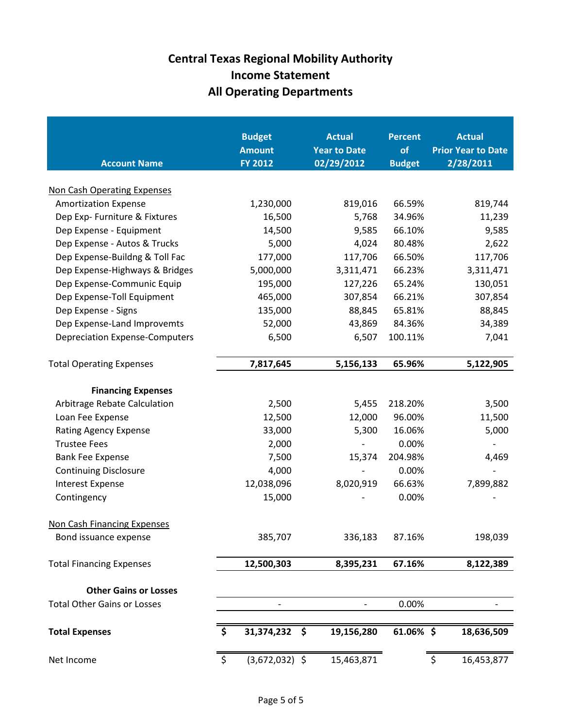# Central Texas Regional Mobility Authority
## Income Statement
## All Operating Departments

| Account Name | Budget Amount FY 2012 | Actual Year to Date 02/29/2012 | Percent of Budget | Actual Prior Year to Date 2/28/2011 |
|---|---|---|---|---|
| Non Cash Operating Expenses | | | | |
| Amortization Expense | 1,230,000 | 819,016 | 66.59% | 819,744 |
| Dep Exp- Furniture & Fixtures | 16,500 | 5,768 | 34.96% | 11,239 |
| Dep Expense - Equipment | 14,500 | 9,585 | 66.10% | 9,585 |
| Dep Expense - Autos & Trucks | 5,000 | 4,024 | 80.48% | 2,622 |
| Dep Expense-Buildng & Toll Fac | 177,000 | 117,706 | 66.50% | 117,706 |
| Dep Expense-Highways & Bridges | 5,000,000 | 3,311,471 | 66.23% | 3,311,471 |
| Dep Expense-Communic Equip | 195,000 | 127,226 | 65.24% | 130,051 |
| Dep Expense-Toll Equipment | 465,000 | 307,854 | 66.21% | 307,854 |
| Dep Expense - Signs | 135,000 | 88,845 | 65.81% | 88,845 |
| Dep Expense-Land Improvemts | 52,000 | 43,869 | 84.36% | 34,389 |
| Depreciation Expense-Computers | 6,500 | 6,507 | 100.11% | 7,041 |
| **Total Operating Expenses** | **7,817,645** | **5,156,133** | **65.96%** | **5,122,905** |
| **Financing Expenses** | | | | |
| Arbitrage Rebate Calculation | 2,500 | 5,455 | 218.20% | 3,500 |
| Loan Fee Expense | 12,500 | 12,000 | 96.00% | 11,500 |
| Rating Agency Expense | 33,000 | 5,300 | 16.06% | 5,000 |
| Trustee Fees | 2,000 | - | 0.00% | - |
| Bank Fee Expense | 7,500 | 15,374 | 204.98% | 4,469 |
| Continuing Disclosure | 4,000 | - | 0.00% | - |
| Interest Expense | 12,038,096 | 8,020,919 | 66.63% | 7,899,882 |
| Contingency | 15,000 | - | 0.00% | - |
| Non Cash Financing Expenses | | | | |
| Bond issuance expense | 385,707 | 336,183 | 87.16% | 198,039 |
| **Total Financing Expenses** | **12,500,303** | **8,395,231** | **67.16%** | **8,122,389** |
| **Other Gains or Losses** | | | | |
| Total Other Gains or Losses | - | - | 0.00% | - |
| **Total Expenses** | **$ 31,374,232** | **$ 19,156,280** | **61.06%** | **$ 18,636,509** |
| Net Income | $ (3,672,032) | $ 15,463,871 | | $ 16,453,877 |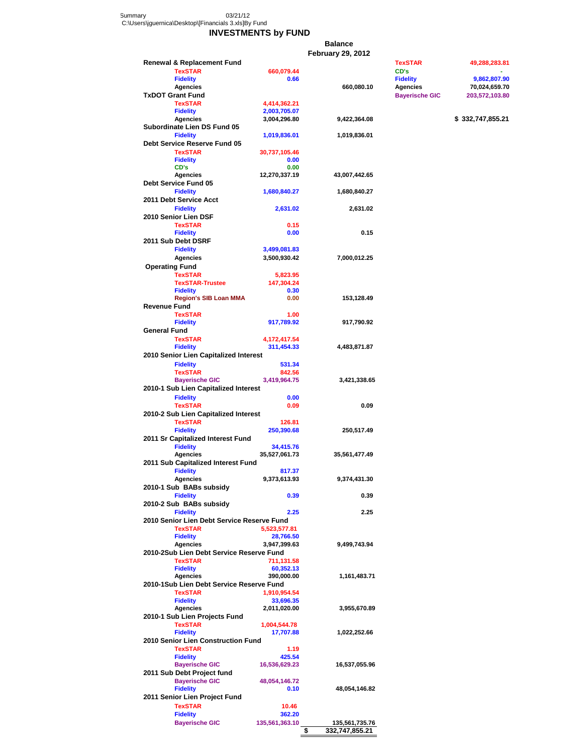Summary 03/21/12
C:\Users\jguernica\Desktop\[Financials 3.xls]By Fund

# INVESTMENTS by FUND

| Fund / Investment | Amount | Balance February 29, 2012 |
|---|---|---|
| **Renewal & Replacement Fund** | | |
| TexSTAR | 660,079.44 | |
| Fidelity | 0.66 | |
| Agencies | | 660,080.10 |
| **TxDOT Grant Fund** | | |
| TexSTAR | 4,414,362.21 | |
| Fidelity | 2,003,705.07 | |
| Agencies | 3,004,296.80 | 9,422,364.08 |
| **Subordinate Lien DS Fund 05** | | |
| Fidelity | 1,019,836.01 | 1,019,836.01 |
| **Debt Service Reserve Fund 05** | | |
| TexSTAR | 30,737,105.46 | |
| Fidelity | 0.00 | |
| CD's | 0.00 | |
| Agencies | 12,270,337.19 | 43,007,442.65 |
| **Debt Service Fund 05** | | |
| Fidelity | 1,680,840.27 | 1,680,840.27 |
| **2011 Debt Service Acct** | | |
| Fidelity | 2,631.02 | 2,631.02 |
| **2010 Senior Lien DSF** | | |
| TexSTAR | 0.15 | |
| Fidelity | 0.00 | 0.15 |
| **2011 Sub Debt DSRF** | | |
| Fidelity | 3,499,081.83 | |
| Agencies | 3,500,930.42 | 7,000,012.25 |
| **Operating Fund** | | |
| TexSTAR | 5,823.95 | |
| TexSTAR-Trustee | 147,304.24 | |
| Fidelity | 0.30 | |
| Region's SIB Loan MMA | 0.00 | 153,128.49 |
| **Revenue Fund** | | |
| TexSTAR | 1.00 | |
| Fidelity | 917,789.92 | 917,790.92 |
| **General Fund** | | |
| TexSTAR | 4,172,417.54 | |
| Fidelity | 311,454.33 | 4,483,871.87 |
| **2010 Senior Lien Capitalized Interest** | | |
| Fidelity | 531.34 | |
| TexSTAR | 842.56 | |
| Bayerische GIC | 3,419,964.75 | 3,421,338.65 |
| **2010-1 Sub Lien Capitalized Interest** | | |
| Fidelity | 0.00 | |
| TexSTAR | 0.09 | 0.09 |
| **2010-2 Sub Lien Capitalized Interest** | | |
| TexSTAR | 126.81 | |
| Fidelity | 250,390.68 | 250,517.49 |
| **2011 Sr Capitalized Interest Fund** | | |
| Fidelity | 34,415.76 | |
| Agencies | 35,527,061.73 | 35,561,477.49 |
| **2011 Sub Capitalized Interest Fund** | | |
| Fidelity | 817.37 | |
| Agencies | 9,373,613.93 | 9,374,431.30 |
| **2010-1 Sub BABs subsidy** | | |
| Fidelity | 0.39 | 0.39 |
| **2010-2 Sub BABs subsidy** | | |
| Fidelity | 2.25 | 2.25 |
| **2010 Senior Lien Debt Service Reserve Fund** | | |
| TexSTAR | 5,523,577.81 | |
| Fidelity | 28,766.50 | |
| Agencies | 3,947,399.63 | 9,499,743.94 |
| **2010-2Sub Lien Debt Service Reserve Fund** | | |
| TexSTAR | 711,131.58 | |
| Fidelity | 60,352.13 | |
| Agencies | 390,000.00 | 1,161,483.71 |
| **2010-1Sub Lien Debt Service Reserve Fund** | | |
| TexSTAR | 1,910,954.54 | |
| Fidelity | 33,696.35 | |
| Agencies | 2,011,020.00 | 3,955,670.89 |
| **2010-1 Sub Lien Projects Fund** | | |
| TexSTAR | 1,004,544.78 | |
| Fidelity | 17,707.88 | 1,022,252.66 |
| **2010 Senior Lien Construction Fund** | | |
| TexSTAR | 1.19 | |
| Fidelity | 425.54 | |
| Bayerische GIC | 16,536,629.23 | 16,537,055.96 |
| **2011 Sub Debt Project fund** | | |
| Bayerische GIC | 48,054,146.72 | |
| Fidelity | 0.10 | 48,054,146.82 |
| **2011 Senior Lien Project Fund** | | |
| TexSTAR | 10.46 | |
| Fidelity | 362.20 | |
| Bayerische GIC | 135,561,363.10 | 135,561,735.76 |
| | | $ 332,747,855.21 |

| Investment | Amount |
|---|---|
| TexSTAR | 49,288,283.81 |
| CD's | - |
| Fidelity | 9,862,807.90 |
| Agencies | 70,024,659.70 |
| Bayerische GIC | 203,572,103.80 |
| | $ 332,747,855.21 |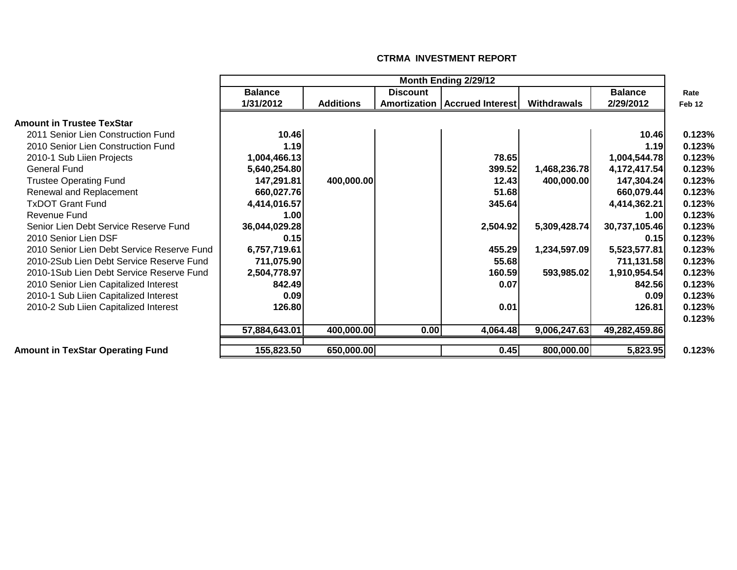**CTRMA INVESTMENT REPORT**

| | Month Ending 2/29/12 | | | | | | |
|---|---|---|---|---|---|---|---|
| | Balance 1/31/2012 | Additions | Discount Amortization | Accrued Interest | Withdrawals | Balance 2/29/2012 | Rate Feb 12 |
| **Amount in Trustee TexStar** | | | | | | | |
| 2011 Senior Lien Construction Fund | 10.46 | | | | | 10.46 | 0.123% |
| 2010 Senior Lien Construction Fund | 1.19 | | | | | 1.19 | 0.123% |
| 2010-1 Sub Liien Projects | 1,004,466.13 | | | 78.65 | | 1,004,544.78 | 0.123% |
| General Fund | 5,640,254.80 | | | 399.52 | 1,468,236.78 | 4,172,417.54 | 0.123% |
| Trustee Operating Fund | 147,291.81 | 400,000.00 | | 12.43 | 400,000.00 | 147,304.24 | 0.123% |
| Renewal and Replacement | 660,027.76 | | | 51.68 | | 660,079.44 | 0.123% |
| TxDOT Grant Fund | 4,414,016.57 | | | 345.64 | | 4,414,362.21 | 0.123% |
| Revenue Fund | 1.00 | | | | | 1.00 | 0.123% |
| Senior Lien Debt Service Reserve Fund | 36,044,029.28 | | | 2,504.92 | 5,309,428.74 | 30,737,105.46 | 0.123% |
| 2010 Senior Lien DSF | 0.15 | | | | | 0.15 | 0.123% |
| 2010 Senior Lien Debt Service Reserve Fund | 6,757,719.61 | | | 455.29 | 1,234,597.09 | 5,523,577.81 | 0.123% |
| 2010-2Sub Lien Debt Service Reserve Fund | 711,075.90 | | | 55.68 | | 711,131.58 | 0.123% |
| 2010-1Sub Lien Debt Service Reserve Fund | 2,504,778.97 | | | 160.59 | 593,985.02 | 1,910,954.54 | 0.123% |
| 2010 Senior Lien Capitalized Interest | 842.49 | | | 0.07 | | 842.56 | 0.123% |
| 2010-1 Sub Liien Capitalized Interest | 0.09 | | | | | 0.09 | 0.123% |
| 2010-2 Sub Liien Capitalized Interest | 126.80 | | | 0.01 | | 126.81 | 0.123% |
| | | | | | | | 0.123% |
| | 57,884,643.01 | 400,000.00 | 0.00 | 4,064.48 | 9,006,247.63 | 49,282,459.86 | |
| **Amount in TexStar Operating Fund** | 155,823.50 | 650,000.00 | | 0.45 | 800,000.00 | 5,823.95 | 0.123% |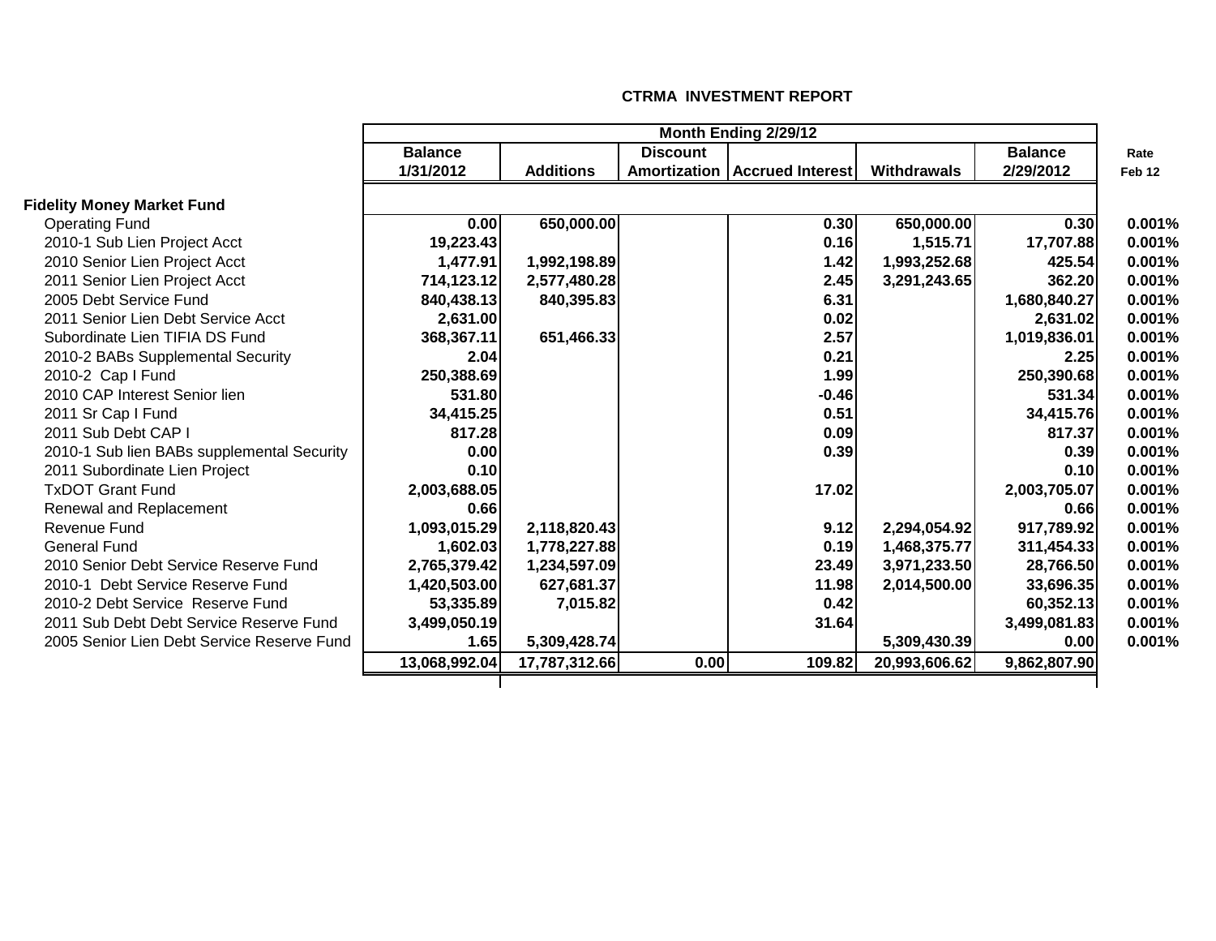**CTRMA INVESTMENT REPORT**

| | Month Ending 2/29/12 | | | | | | |
|---|---|---|---|---|---|---|---|
| | Balance 1/31/2012 | Additions | Discount Amortization | Accrued Interest | Withdrawals | Balance 2/29/2012 | Rate Feb 12 |
| **Fidelity Money Market Fund** | | | | | | | |
| Operating Fund | 0.00 | 650,000.00 | | 0.30 | 650,000.00 | 0.30 | 0.001% |
| 2010-1 Sub Lien Project Acct | 19,223.43 | | | 0.16 | 1,515.71 | 17,707.88 | 0.001% |
| 2010 Senior Lien Project Acct | 1,477.91 | 1,992,198.89 | | 1.42 | 1,993,252.68 | 425.54 | 0.001% |
| 2011 Senior Lien Project Acct | 714,123.12 | 2,577,480.28 | | 2.45 | 3,291,243.65 | 362.20 | 0.001% |
| 2005 Debt Service Fund | 840,438.13 | 840,395.83 | | 6.31 | | 1,680,840.27 | 0.001% |
| 2011 Senior Lien Debt Service Acct | 2,631.00 | | | 0.02 | | 2,631.02 | 0.001% |
| Subordinate Lien TIFIA DS Fund | 368,367.11 | 651,466.33 | | 2.57 | | 1,019,836.01 | 0.001% |
| 2010-2 BABs Supplemental Security | 2.04 | | | 0.21 | | 2.25 | 0.001% |
| 2010-2 Cap I Fund | 250,388.69 | | | 1.99 | | 250,390.68 | 0.001% |
| 2010 CAP Interest Senior lien | 531.80 | | | -0.46 | | 531.34 | 0.001% |
| 2011 Sr Cap I Fund | 34,415.25 | | | 0.51 | | 34,415.76 | 0.001% |
| 2011 Sub Debt CAP I | 817.28 | | | 0.09 | | 817.37 | 0.001% |
| 2010-1 Sub lien BABs supplemental Security | 0.00 | | | 0.39 | | 0.39 | 0.001% |
| 2011 Subordinate Lien Project | 0.10 | | | | | 0.10 | 0.001% |
| TxDOT Grant Fund | 2,003,688.05 | | | 17.02 | | 2,003,705.07 | 0.001% |
| Renewal and Replacement | 0.66 | | | | | 0.66 | 0.001% |
| Revenue Fund | 1,093,015.29 | 2,118,820.43 | | 9.12 | 2,294,054.92 | 917,789.92 | 0.001% |
| General Fund | 1,602.03 | 1,778,227.88 | | 0.19 | 1,468,375.77 | 311,454.33 | 0.001% |
| 2010 Senior Debt Service Reserve Fund | 2,765,379.42 | 1,234,597.09 | | 23.49 | 3,971,233.50 | 28,766.50 | 0.001% |
| 2010-1 Debt Service Reserve Fund | 1,420,503.00 | 627,681.37 | | 11.98 | 2,014,500.00 | 33,696.35 | 0.001% |
| 2010-2 Debt Service Reserve Fund | 53,335.89 | 7,015.82 | | 0.42 | | 60,352.13 | 0.001% |
| 2011 Sub Debt Debt Service Reserve Fund | 3,499,050.19 | | | 31.64 | | 3,499,081.83 | 0.001% |
| 2005 Senior Lien Debt Service Reserve Fund | 1.65 | 5,309,428.74 | | | 5,309,430.39 | 0.00 | 0.001% |
| | 13,068,992.04 | 17,787,312.66 | 0.00 | 109.82 | 20,993,606.62 | 9,862,807.90 | |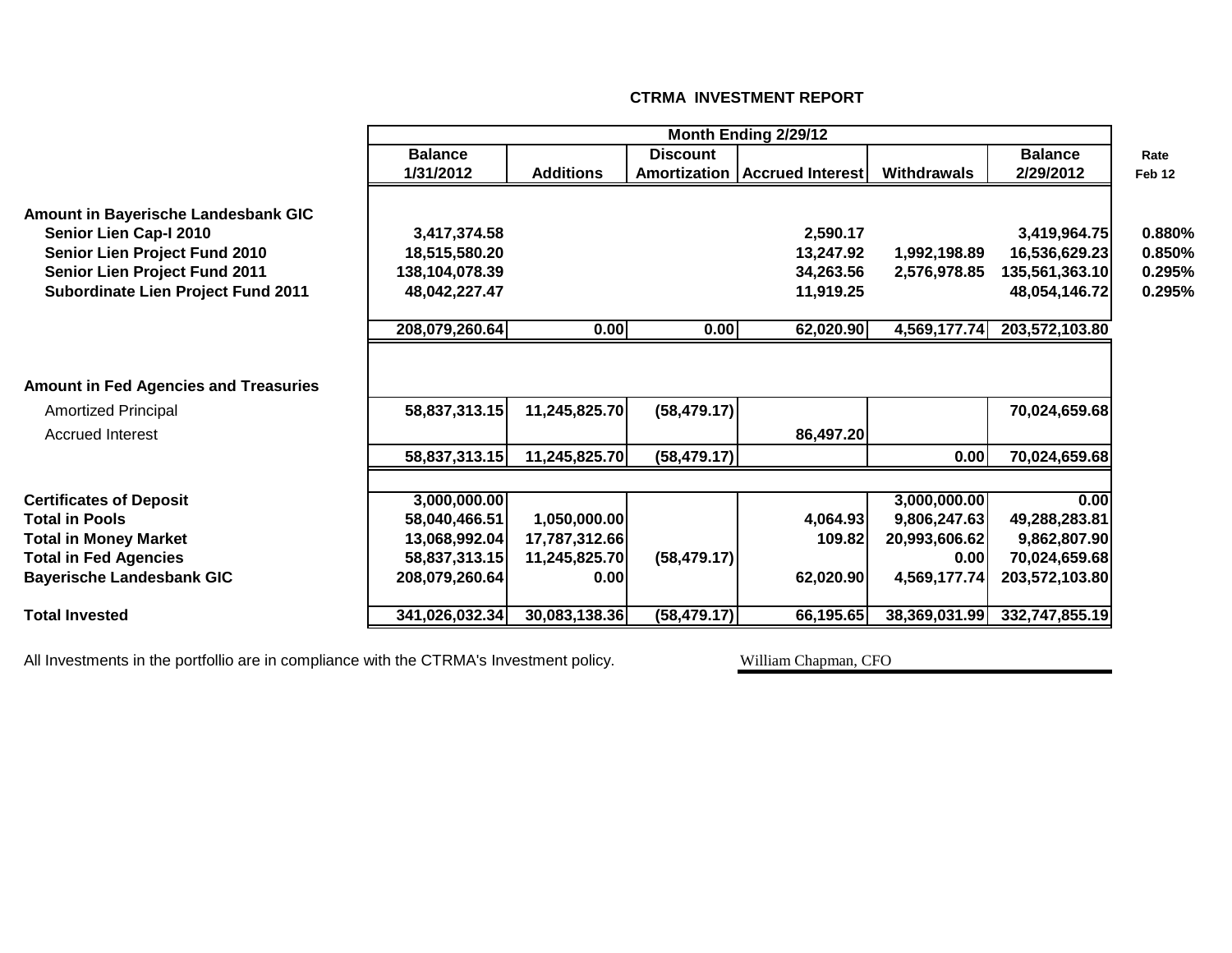## CTRMA INVESTMENT REPORT

| | Month Ending 2/29/12 | | | | | | |
|---|---|---|---|---|---|---|---|
| | Balance 1/31/2012 | Additions | Discount Amortization | Accrued Interest | Withdrawals | Balance 2/29/2012 | Rate Feb 12 |
| **Amount in Bayerische Landesbank GIC** | | | | | | | |
| **Senior Lien Cap-I 2010** | 3,417,374.58 | | | 2,590.17 | | 3,419,964.75 | 0.880% |
| **Senior Lien Project Fund 2010** | 18,515,580.20 | | | 13,247.92 | 1,992,198.89 | 16,536,629.23 | 0.850% |
| **Senior Lien Project Fund 2011** | 138,104,078.39 | | | 34,263.56 | 2,576,978.85 | 135,561,363.10 | 0.295% |
| **Subordinate Lien Project Fund 2011** | 48,042,227.47 | | | 11,919.25 | | 48,054,146.72 | 0.295% |
| | 208,079,260.64 | 0.00 | 0.00 | 62,020.90 | 4,569,177.74 | 203,572,103.80 | |
| **Amount in Fed Agencies and Treasuries** | | | | | | | |
| Amortized Principal | 58,837,313.15 | 11,245,825.70 | (58,479.17) | | | 70,024,659.68 | |
| Accrued Interest | | | | 86,497.20 | | | |
| | 58,837,313.15 | 11,245,825.70 | (58,479.17) | | 0.00 | 70,024,659.68 | |
| **Certificates of Deposit** | 3,000,000.00 | | | | 3,000,000.00 | 0.00 | |
| **Total in Pools** | 58,040,466.51 | 1,050,000.00 | | 4,064.93 | 9,806,247.63 | 49,288,283.81 | |
| **Total in Money Market** | 13,068,992.04 | 17,787,312.66 | | 109.82 | 20,993,606.62 | 9,862,807.90 | |
| **Total in Fed Agencies** | 58,837,313.15 | 11,245,825.70 | (58,479.17) | | 0.00 | 70,024,659.68 | |
| **Bayerische Landesbank GIC** | 208,079,260.64 | 0.00 | | 62,020.90 | 4,569,177.74 | 203,572,103.80 | |
| **Total Invested** | 341,026,032.34 | 30,083,138.36 | (58,479.17) | 66,195.65 | 38,369,031.99 | 332,747,855.19 | |

All Investments in the portfollio are in compliance with the CTRMA's Investment policy.

William Chapman, CFO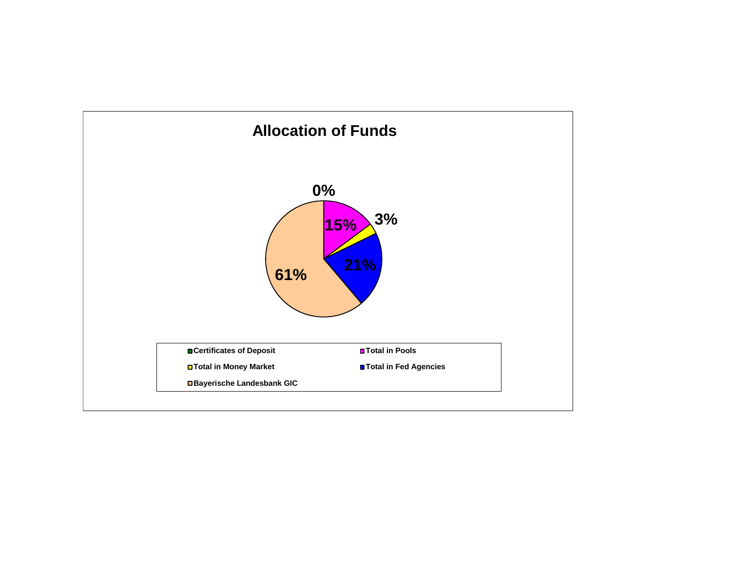# Allocation of Funds

| Category | Percentage |
|---|---|
| Certificates of Deposit | 0% |
| Total in Pools | 15% |
| Total in Money Market | 3% |
| Total in Fed Agencies | 21% |
| Bayerische Landesbank GIC | 61% |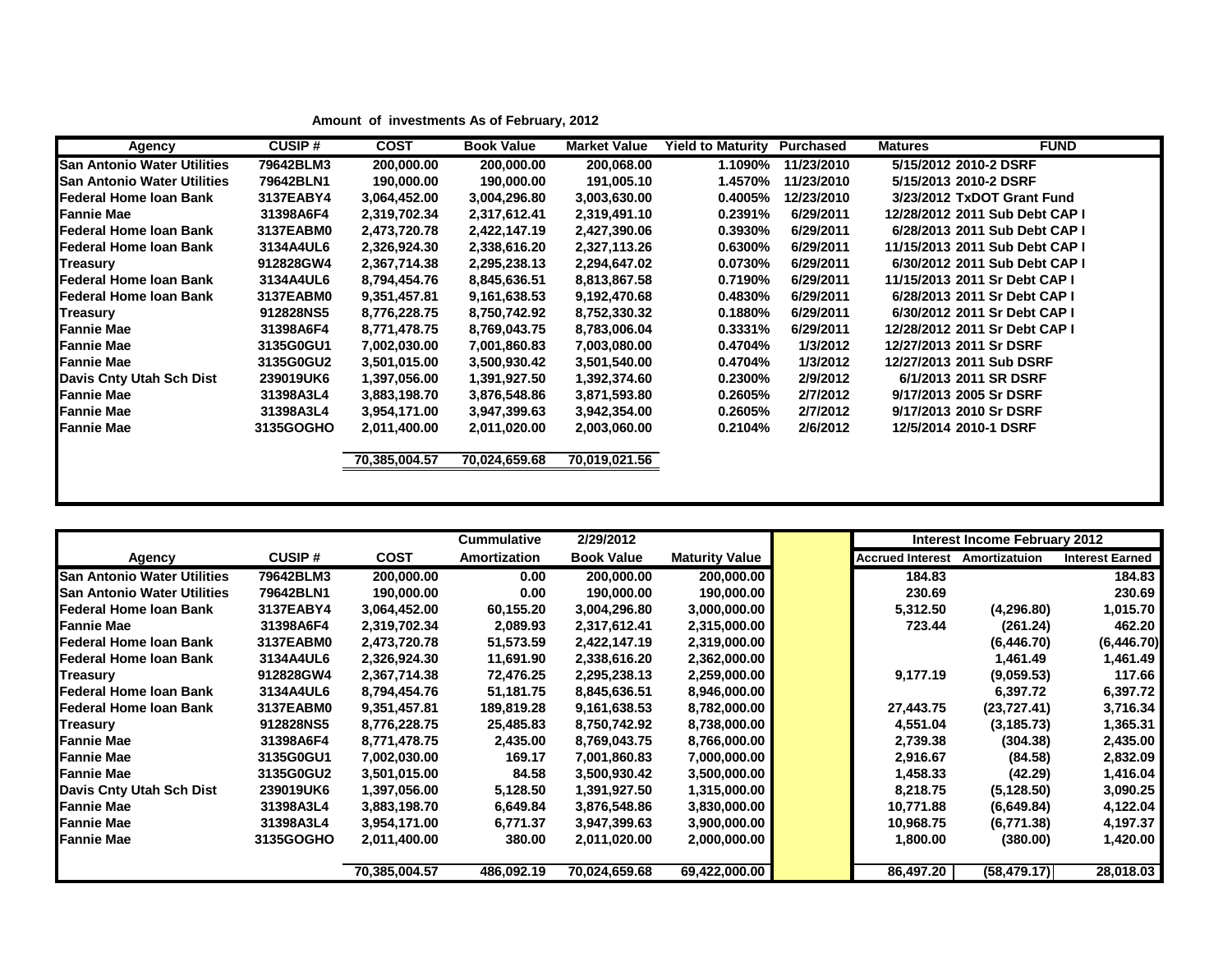**Amount of investments As of February, 2012**

| Agency | CUSIP # | COST | Book Value | Market Value | Yield to Maturity | Purchased | Matures | FUND |
|---|---|---|---|---|---|---|---|---|
| San Antonio Water Utilities | 79642BLM3 | 200,000.00 | 200,000.00 | 200,068.00 | 1.1090% | 11/23/2010 | 5/15/2012 | 2010-2 DSRF |
| San Antonio Water Utilities | 79642BLN1 | 190,000.00 | 190,000.00 | 191,005.10 | 1.4570% | 11/23/2010 | 5/15/2013 | 2010-2 DSRF |
| Federal Home loan Bank | 3137EABY4 | 3,064,452.00 | 3,004,296.80 | 3,003,630.00 | 0.4005% | 12/23/2010 | 3/23/2012 | TxDOT Grant Fund |
| Fannie Mae | 31398A6F4 | 2,319,702.34 | 2,317,612.41 | 2,319,491.10 | 0.2391% | 6/29/2011 | 12/28/2012 | 2011 Sub Debt CAP I |
| Federal Home loan Bank | 3137EABM0 | 2,473,720.78 | 2,422,147.19 | 2,427,390.06 | 0.3930% | 6/29/2011 | 6/28/2013 | 2011 Sub Debt CAP I |
| Federal Home loan Bank | 3134A4UL6 | 2,326,924.30 | 2,338,616.20 | 2,327,113.26 | 0.6300% | 6/29/2011 | 11/15/2013 | 2011 Sub Debt CAP I |
| Treasury | 912828GW4 | 2,367,714.38 | 2,295,238.13 | 2,294,647.02 | 0.0730% | 6/29/2011 | 6/30/2012 | 2011 Sub Debt CAP I |
| Federal Home loan Bank | 3134A4UL6 | 8,794,454.76 | 8,845,636.51 | 8,813,867.58 | 0.7190% | 6/29/2011 | 11/15/2013 | 2011 Sr Debt CAP I |
| Federal Home loan Bank | 3137EABM0 | 9,351,457.81 | 9,161,638.53 | 9,192,470.68 | 0.4830% | 6/29/2011 | 6/28/2013 | 2011 Sr Debt CAP I |
| Treasury | 912828NS5 | 8,776,228.75 | 8,750,742.92 | 8,752,330.32 | 0.1880% | 6/29/2011 | 6/30/2012 | 2011 Sr Debt CAP I |
| Fannie Mae | 31398A6F4 | 8,771,478.75 | 8,769,043.75 | 8,783,006.04 | 0.3331% | 6/29/2011 | 12/28/2012 | 2011 Sr Debt CAP I |
| Fannie Mae | 3135G0GU1 | 7,002,030.00 | 7,001,860.83 | 7,003,080.00 | 0.4704% | 1/3/2012 | 12/27/2013 | 2011 Sr DSRF |
| Fannie Mae | 3135G0GU2 | 3,501,015.00 | 3,500,930.42 | 3,501,540.00 | 0.4704% | 1/3/2012 | 12/27/2013 | 2011 Sub DSRF |
| Davis Cnty Utah Sch Dist | 239019UK6 | 1,397,056.00 | 1,391,927.50 | 1,392,374.60 | 0.2300% | 2/9/2012 | 6/1/2013 | 2011 SR DSRF |
| Fannie Mae | 31398A3L4 | 3,883,198.70 | 3,876,548.86 | 3,871,593.80 | 0.2605% | 2/7/2012 | 9/17/2013 | 2005 Sr DSRF |
| Fannie Mae | 31398A3L4 | 3,954,171.00 | 3,947,399.63 | 3,942,354.00 | 0.2605% | 2/7/2012 | 9/17/2013 | 2010 Sr DSRF |
| Fannie Mae | 3135GOGHO | 2,011,400.00 | 2,011,020.00 | 2,003,060.00 | 0.2104% | 2/6/2012 | 12/5/2014 | 2010-1 DSRF |
| | | 70,385,004.57 | 70,024,659.68 | 70,019,021.56 | | | | |

| | | | Cummulative | 2/29/2012 | | | Interest Income February 2012 | | |
|---|---|---|---|---|---|---|---|---|---|
| Agency | CUSIP # | COST | Amortization | Book Value | Maturity Value | | Accrued Interest | Amortizatuion | Interest Earned |
| San Antonio Water Utilities | 79642BLM3 | 200,000.00 | 0.00 | 200,000.00 | 200,000.00 | | 184.83 | | 184.83 |
| San Antonio Water Utilities | 79642BLN1 | 190,000.00 | 0.00 | 190,000.00 | 190,000.00 | | 230.69 | | 230.69 |
| Federal Home loan Bank | 3137EABY4 | 3,064,452.00 | 60,155.20 | 3,004,296.80 | 3,000,000.00 | | 5,312.50 | (4,296.80) | 1,015.70 |
| Fannie Mae | 31398A6F4 | 2,319,702.34 | 2,089.93 | 2,317,612.41 | 2,315,000.00 | | 723.44 | (261.24) | 462.20 |
| Federal Home loan Bank | 3137EABM0 | 2,473,720.78 | 51,573.59 | 2,422,147.19 | 2,319,000.00 | | | (6,446.70) | (6,446.70) |
| Federal Home loan Bank | 3134A4UL6 | 2,326,924.30 | 11,691.90 | 2,338,616.20 | 2,362,000.00 | | | 1,461.49 | 1,461.49 |
| Treasury | 912828GW4 | 2,367,714.38 | 72,476.25 | 2,295,238.13 | 2,259,000.00 | | 9,177.19 | (9,059.53) | 117.66 |
| Federal Home loan Bank | 3134A4UL6 | 8,794,454.76 | 51,181.75 | 8,845,636.51 | 8,946,000.00 | | | 6,397.72 | 6,397.72 |
| Federal Home loan Bank | 3137EABM0 | 9,351,457.81 | 189,819.28 | 9,161,638.53 | 8,782,000.00 | | 27,443.75 | (23,727.41) | 3,716.34 |
| Treasury | 912828NS5 | 8,776,228.75 | 25,485.83 | 8,750,742.92 | 8,738,000.00 | | 4,551.04 | (3,185.73) | 1,365.31 |
| Fannie Mae | 31398A6F4 | 8,771,478.75 | 2,435.00 | 8,769,043.75 | 8,766,000.00 | | 2,739.38 | (304.38) | 2,435.00 |
| Fannie Mae | 3135G0GU1 | 7,002,030.00 | 169.17 | 7,001,860.83 | 7,000,000.00 | | 2,916.67 | (84.58) | 2,832.09 |
| Fannie Mae | 3135G0GU2 | 3,501,015.00 | 84.58 | 3,500,930.42 | 3,500,000.00 | | 1,458.33 | (42.29) | 1,416.04 |
| Davis Cnty Utah Sch Dist | 239019UK6 | 1,397,056.00 | 5,128.50 | 1,391,927.50 | 1,315,000.00 | | 8,218.75 | (5,128.50) | 3,090.25 |
| Fannie Mae | 31398A3L4 | 3,883,198.70 | 6,649.84 | 3,876,548.86 | 3,830,000.00 | | 10,771.88 | (6,649.84) | 4,122.04 |
| Fannie Mae | 31398A3L4 | 3,954,171.00 | 6,771.37 | 3,947,399.63 | 3,900,000.00 | | 10,968.75 | (6,771.38) | 4,197.37 |
| Fannie Mae | 3135GOGHO | 2,011,400.00 | 380.00 | 2,011,020.00 | 2,000,000.00 | | 1,800.00 | (380.00) | 1,420.00 |
| | | 70,385,004.57 | 486,092.19 | 70,024,659.68 | 69,422,000.00 | | 86,497.20 | (58,479.17) | 28,018.03 |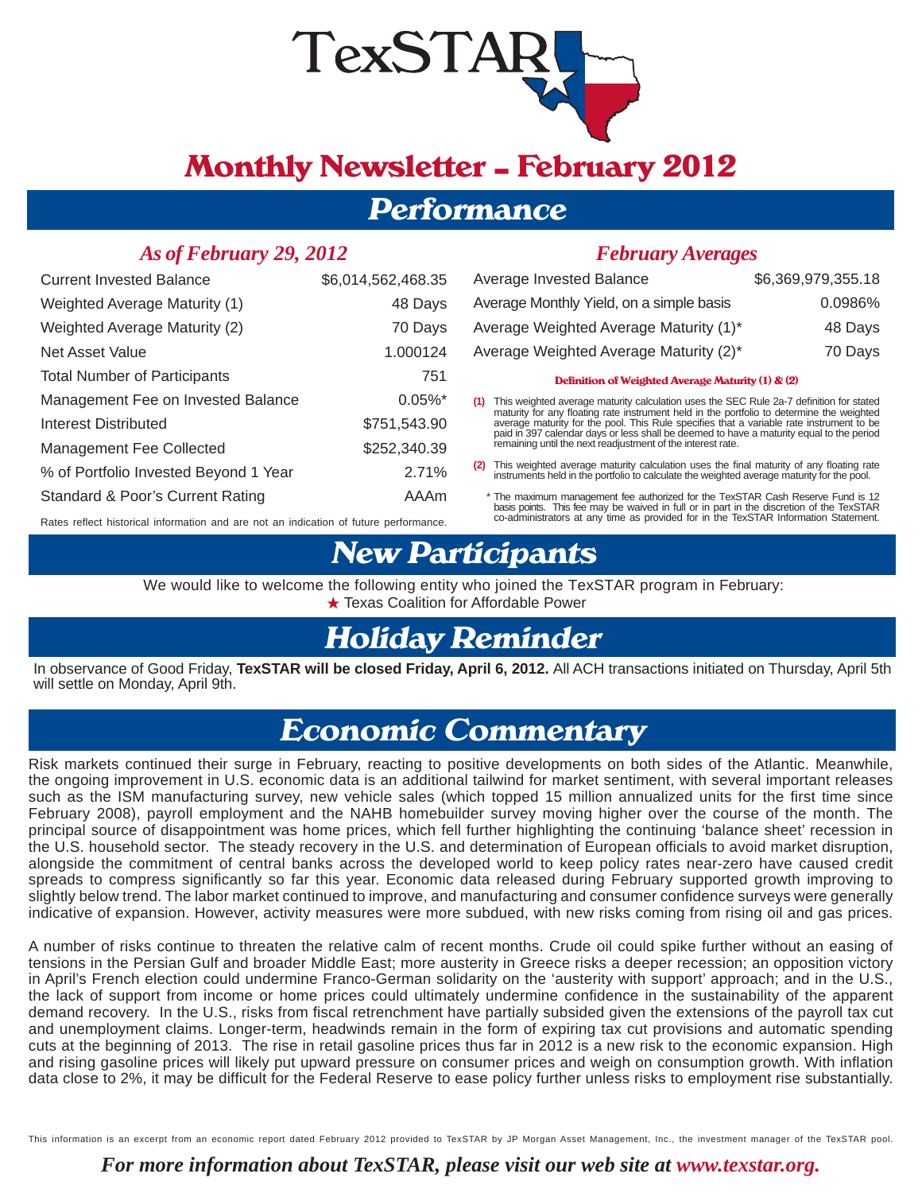# TexSTAR

# Monthly Newsletter – February 2012

## Performance

### *As of February 29, 2012*

| | |
|---|---|
| Current Invested Balance | $6,014,562,468.35 |
| Weighted Average Maturity (1) | 48 Days |
| Weighted Average Maturity (2) | 70 Days |
| Net Asset Value | 1.000124 |
| Total Number of Participants | 751 |
| Management Fee on Invested Balance | 0.05%* |
| Interest Distributed | $751,543.90 |
| Management Fee Collected | $252,340.39 |
| % of Portfolio Invested Beyond 1 Year | 2.71% |
| Standard & Poor's Current Rating | AAAm |

Rates reflect historical information and are not an indication of future performance.

### *February Averages*

| | |
|---|---|
| Average Invested Balance | $6,369,979,355.18 |
| Average Monthly Yield, on a simple basis | 0.0986% |
| Average Weighted Average Maturity (1)* | 48 Days |
| Average Weighted Average Maturity (2)* | 70 Days |

**Definition of Weighted Average Maturity (1) & (2)**

**(1)** This weighted average maturity calculation uses the SEC Rule 2a-7 definition for stated maturity for any floating rate instrument held in the portfolio to determine the weighted average maturity for the pool. This Rule specifies that a variable rate instrument to be paid in 397 calendar days or less shall be deemed to have a maturity equal to the period remaining until the next readjustment of the interest rate.

**(2)** This weighted average maturity calculation uses the final maturity of any floating rate instruments held in the portfolio to calculate the weighted average maturity for the pool.

\* The maximum management fee authorized for the TexSTAR Cash Reserve Fund is 12 basis points. This fee may be waived in full or in part in the discretion of the TexSTAR co-administrators at any time as provided for in the TexSTAR Information Statement.

## New Participants

We would like to welcome the following entity who joined the TexSTAR program in February:

★ Texas Coalition for Affordable Power

## Holiday Reminder

In observance of Good Friday, **TexSTAR will be closed Friday, April 6, 2012.** All ACH transactions initiated on Thursday, April 5th will settle on Monday, April 9th.

## Economic Commentary

Risk markets continued their surge in February, reacting to positive developments on both sides of the Atlantic. Meanwhile, the ongoing improvement in U.S. economic data is an additional tailwind for market sentiment, with several important releases such as the ISM manufacturing survey, new vehicle sales (which topped 15 million annualized units for the first time since February 2008), payroll employment and the NAHB homebuilder survey moving higher over the course of the month. The principal source of disappointment was home prices, which fell further highlighting the continuing 'balance sheet' recession in the U.S. household sector. The steady recovery in the U.S. and determination of European officials to avoid market disruption, alongside the commitment of central banks across the developed world to keep policy rates near-zero have caused credit spreads to compress significantly so far this year. Economic data released during February supported growth improving to slightly below trend. The labor market continued to improve, and manufacturing and consumer confidence surveys were generally indicative of expansion. However, activity measures were more subdued, with new risks coming from rising oil and gas prices.

A number of risks continue to threaten the relative calm of recent months. Crude oil could spike further without an easing of tensions in the Persian Gulf and broader Middle East; more austerity in Greece risks a deeper recession; an opposition victory in April's French election could undermine Franco-German solidarity on the 'austerity with support' approach; and in the U.S., the lack of support from income or home prices could ultimately undermine confidence in the sustainability of the apparent demand recovery. In the U.S., risks from fiscal retrenchment have partially subsided given the extensions of the payroll tax cut and unemployment claims. Longer-term, headwinds remain in the form of expiring tax cut provisions and automatic spending cuts at the beginning of 2013. The rise in retail gasoline prices thus far in 2012 is a new risk to the economic expansion. High and rising gasoline prices will likely put upward pressure on consumer prices and weigh on consumption growth. With inflation data close to 2%, it may be difficult for the Federal Reserve to ease policy further unless risks to employment rise substantially.

This information is an excerpt from an economic report dated February 2012 provided to TexSTAR by JP Morgan Asset Management, Inc., the investment manager of the TexSTAR pool.

*For more information about TexSTAR, please visit our web site at www.texstar.org.*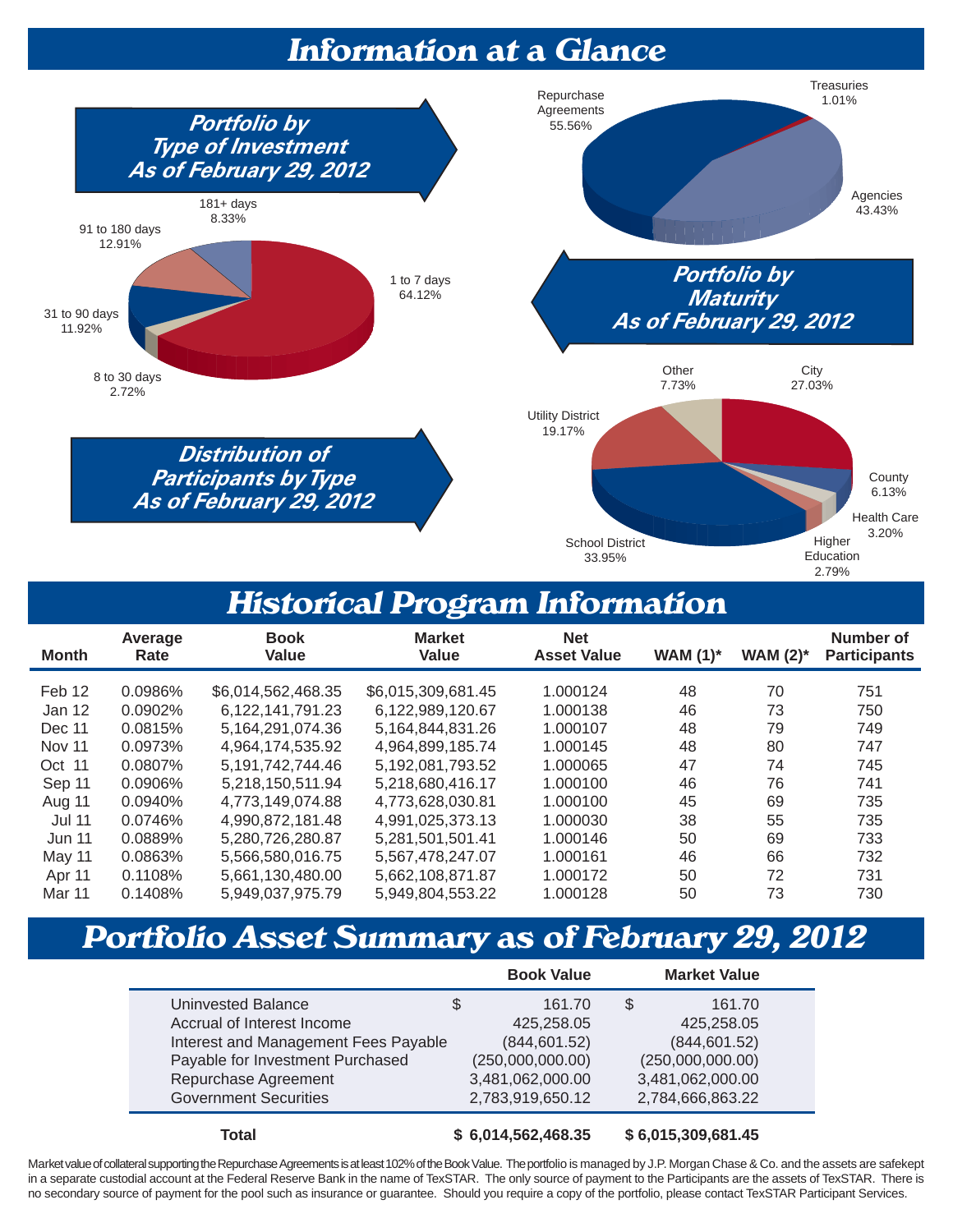# Information at a Glance

## Portfolio by Type of Investment As of February 29, 2012

Repurchase Agreements 55.56%
Treasuries 1.01%
Agencies 43.43%

## Portfolio by Maturity As of February 29, 2012

1 to 7 days 64.12%
8 to 30 days 2.72%
31 to 90 days 11.92%
91 to 180 days 12.91%
181+ days 8.33%

## Distribution of Participants by Type As of February 29, 2012

City 27.03%
County 6.13%
Health Care 3.20%
Higher Education 2.79%
School District 33.95%
Utility District 19.17%
Other 7.73%

# Historical Program Information

| Month | Average Rate | Book Value | Market Value | Net Asset Value | WAM (1)* | WAM (2)* | Number of Participants |
|---|---|---|---|---|---|---|---|
| Feb 12 | 0.0986% | $6,014,562,468.35 | $6,015,309,681.45 | 1.000124 | 48 | 70 | 751 |
| Jan 12 | 0.0902% | 6,122,141,791.23 | 6,122,989,120.67 | 1.000138 | 46 | 73 | 750 |
| Dec 11 | 0.0815% | 5,164,291,074.36 | 5,164,844,831.26 | 1.000107 | 48 | 79 | 749 |
| Nov 11 | 0.0973% | 4,964,174,535.92 | 4,964,899,185.74 | 1.000145 | 48 | 80 | 747 |
| Oct 11 | 0.0807% | 5,191,742,744.46 | 5,192,081,793.52 | 1.000065 | 47 | 74 | 745 |
| Sep 11 | 0.0906% | 5,218,150,511.94 | 5,218,680,416.17 | 1.000100 | 46 | 76 | 741 |
| Aug 11 | 0.0940% | 4,773,149,074.88 | 4,773,628,030.81 | 1.000100 | 45 | 69 | 735 |
| Jul 11 | 0.0746% | 4,990,872,181.48 | 4,991,025,373.13 | 1.000030 | 38 | 55 | 735 |
| Jun 11 | 0.0889% | 5,280,726,280.87 | 5,281,501,501.41 | 1.000146 | 50 | 69 | 733 |
| May 11 | 0.0863% | 5,566,580,016.75 | 5,567,478,247.07 | 1.000161 | 46 | 66 | 732 |
| Apr 11 | 0.1108% | 5,661,130,480.00 | 5,662,108,871.87 | 1.000172 | 50 | 72 | 731 |
| Mar 11 | 0.1408% | 5,949,037,975.79 | 5,949,804,553.22 | 1.000128 | 50 | 73 | 730 |

# Portfolio Asset Summary as of February 29, 2012

| | Book Value | Market Value |
|---|---|---|
| Uninvested Balance | $ 161.70 | $ 161.70 |
| Accrual of Interest Income | 425,258.05 | 425,258.05 |
| Interest and Management Fees Payable | (844,601.52) | (844,601.52) |
| Payable for Investment Purchased | (250,000,000.00) | (250,000,000.00) |
| Repurchase Agreement | 3,481,062,000.00 | 3,481,062,000.00 |
| Government Securities | 2,783,919,650.12 | 2,784,666,863.22 |
| **Total** | **$ 6,014,562,468.35** | **$ 6,015,309,681.45** |

Market value of collateral supporting the Repurchase Agreements is at least 102% of the Book Value. The portfolio is managed by J.P. Morgan Chase & Co. and the assets are safekept in a separate custodial account at the Federal Reserve Bank in the name of TexSTAR. The only source of payment to the Participants are the assets of TexSTAR. There is no secondary source of payment for the pool such as insurance or guarantee. Should you require a copy of the portfolio, please contact TexSTAR Participant Services.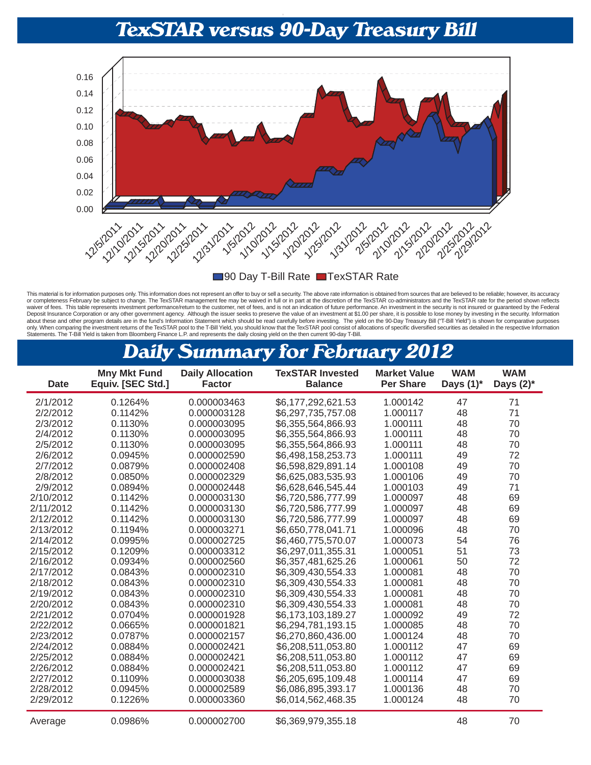# TexSTAR versus 90-Day Treasury Bill

90 Day T-Bill Rate   TexSTAR Rate

This material is for information purposes only. This information does not represent an offer to buy or sell a security. The above rate information is obtained from sources that are believed to be reliable; however, its accuracy or completeness February be subject to change. The TexSTAR management fee may be waived in full or in part at the discretion of the TexSTAR co-administrators and the TexSTAR rate for the period shown reflects waiver of fees. This table represents investment performance/return to the customer, net of fees, and is not an indication of future performance. An investment in the security is not insured or guaranteed by the Federal Deposit Insurance Corporation or any other government agency. Although the issuer seeks to preserve the value of an investment at $1.00 per share, it is possible to lose money by investing in the security. Information about these and other program details are in the fund's Information Statement which should be read carefully before investing. The yield on the 90-Day Treasury Bill ("T-Bill Yield") is shown for comparative purposes only. When comparing the investment returns of the TexSTAR pool to the T-Bill Yield, you should know that the TexSTAR pool consist of allocations of specific diversified securities as detailed in the respective Information Statements. The T-Bill Yield is taken from Bloomberg Finance L.P. and represents the daily closing yield on the then current 90-day T-Bill.

# Daily Summary for February 2012

| Date | Mny Mkt Fund Equiv. [SEC Std.] | Daily Allocation Factor | TexSTAR Invested Balance | Market Value Per Share | WAM Days (1)* | WAM Days (2)* |
|---|---|---|---|---|---|---|
| 2/1/2012 | 0.1264% | 0.000003463 | $6,177,292,621.53 | 1.000142 | 47 | 71 |
| 2/2/2012 | 0.1142% | 0.000003128 | $6,297,735,757.08 | 1.000117 | 48 | 71 |
| 2/3/2012 | 0.1130% | 0.000003095 | $6,355,564,866.93 | 1.000111 | 48 | 70 |
| 2/4/2012 | 0.1130% | 0.000003095 | $6,355,564,866.93 | 1.000111 | 48 | 70 |
| 2/5/2012 | 0.1130% | 0.000003095 | $6,355,564,866.93 | 1.000111 | 48 | 70 |
| 2/6/2012 | 0.0945% | 0.000002590 | $6,498,158,253.73 | 1.000111 | 49 | 72 |
| 2/7/2012 | 0.0879% | 0.000002408 | $6,598,829,891.14 | 1.000108 | 49 | 70 |
| 2/8/2012 | 0.0850% | 0.000002329 | $6,625,083,535.93 | 1.000106 | 49 | 70 |
| 2/9/2012 | 0.0894% | 0.000002448 | $6,628,646,545.44 | 1.000103 | 49 | 71 |
| 2/10/2012 | 0.1142% | 0.000003130 | $6,720,586,777.99 | 1.000097 | 48 | 69 |
| 2/11/2012 | 0.1142% | 0.000003130 | $6,720,586,777.99 | 1.000097 | 48 | 69 |
| 2/12/2012 | 0.1142% | 0.000003130 | $6,720,586,777.99 | 1.000097 | 48 | 69 |
| 2/13/2012 | 0.1194% | 0.000003271 | $6,650,778,041.71 | 1.000096 | 48 | 70 |
| 2/14/2012 | 0.0995% | 0.000002725 | $6,460,775,570.07 | 1.000073 | 54 | 76 |
| 2/15/2012 | 0.1209% | 0.000003312 | $6,297,011,355.31 | 1.000051 | 51 | 73 |
| 2/16/2012 | 0.0934% | 0.000002560 | $6,357,481,625.26 | 1.000061 | 50 | 72 |
| 2/17/2012 | 0.0843% | 0.000002310 | $6,309,430,554.33 | 1.000081 | 48 | 70 |
| 2/18/2012 | 0.0843% | 0.000002310 | $6,309,430,554.33 | 1.000081 | 48 | 70 |
| 2/19/2012 | 0.0843% | 0.000002310 | $6,309,430,554.33 | 1.000081 | 48 | 70 |
| 2/20/2012 | 0.0843% | 0.000002310 | $6,309,430,554.33 | 1.000081 | 48 | 70 |
| 2/21/2012 | 0.0704% | 0.000001928 | $6,173,103,189.27 | 1.000092 | 49 | 72 |
| 2/22/2012 | 0.0665% | 0.000001821 | $6,294,781,193.15 | 1.000085 | 48 | 70 |
| 2/23/2012 | 0.0787% | 0.000002157 | $6,270,860,436.00 | 1.000124 | 48 | 70 |
| 2/24/2012 | 0.0884% | 0.000002421 | $6,208,511,053.80 | 1.000112 | 47 | 69 |
| 2/25/2012 | 0.0884% | 0.000002421 | $6,208,511,053.80 | 1.000112 | 47 | 69 |
| 2/26/2012 | 0.0884% | 0.000002421 | $6,208,511,053.80 | 1.000112 | 47 | 69 |
| 2/27/2012 | 0.1109% | 0.000003038 | $6,205,695,109.48 | 1.000114 | 47 | 69 |
| 2/28/2012 | 0.0945% | 0.000002589 | $6,086,895,393.17 | 1.000136 | 48 | 70 |
| 2/29/2012 | 0.1226% | 0.000003360 | $6,014,562,468.35 | 1.000124 | 48 | 70 |
| Average | 0.0986% | 0.000002700 | $6,369,979,355.18 | | 48 | 70 |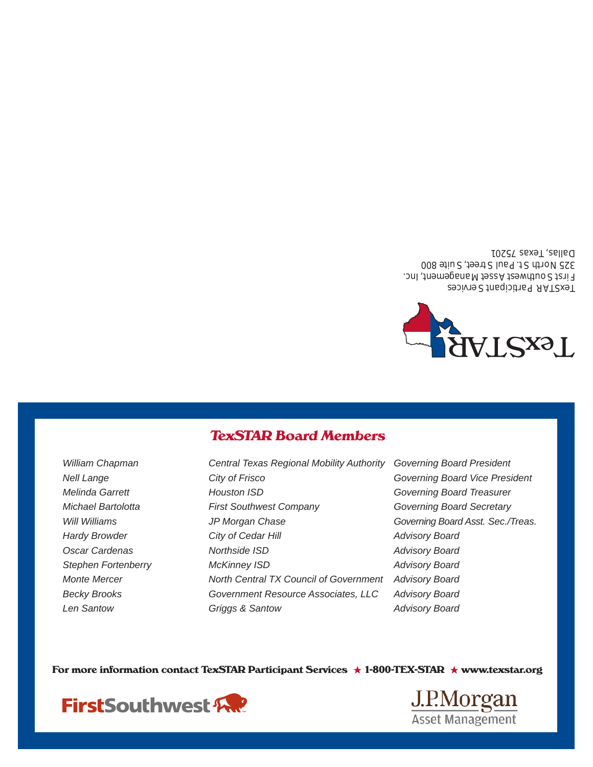TexSTAR

TexSTAR Participant Services
First Southwest Asset Management, Inc.
325 North St. Paul Street, Suite 800
Dallas, Texas 75201

## TexSTAR Board Members

| | | |
|---|---|---|
| *William Chapman* | *Central Texas Regional Mobility Authority* | *Governing Board President* |
| *Nell Lange* | *City of Frisco* | *Governing Board Vice President* |
| *Melinda Garrett* | *Houston ISD* | *Governing Board Treasurer* |
| *Michael Bartolotta* | *First Southwest Company* | *Governing Board Secretary* |
| *Will Williams* | *JP Morgan Chase* | *Governing Board Asst. Sec./Treas.* |
| *Hardy Browder* | *City of Cedar Hill* | *Advisory Board* |
| *Oscar Cardenas* | *Northside ISD* | *Advisory Board* |
| *Stephen Fortenberry* | *McKinney ISD* | *Advisory Board* |
| *Monte Mercer* | *North Central TX Council of Government* | *Advisory Board* |
| *Becky Brooks* | *Government Resource Associates, LLC* | *Advisory Board* |
| *Len Santow* | *Griggs & Santow* | *Advisory Board* |

**For more information contact TexSTAR Participant Services ★ 1-800-TEX-STAR ★ www.texstar.org**

FirstSouthwest

J.P.Morgan
Asset Management